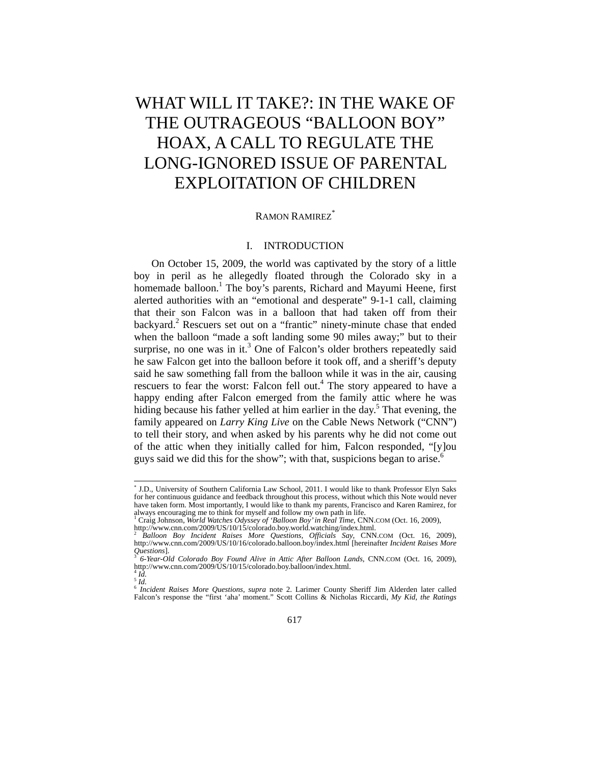# WHAT WILL IT TAKE?: IN THE WAKE OF THE OUTRAGEOUS "BALLOON BOY" HOAX, A CALL TO REGULATE THE LONG-IGNORED ISSUE OF PARENTAL EXPLOITATION OF CHILDREN

RAMON RAMIREZ[*]

## I. INTRODUCTION

On October 15, 2009, the world was captivated by the story of a little boy in peril as he allegedly floated through the Colorado sky in a homemade balloon.[1] The boy's parents, Richard and Mayumi Heene, first alerted authorities with an "emotional and desperate" 9-1-1 call, claiming that their son Falcon was in a balloon that had taken off from their backyard.[2] Rescuers set out on a "frantic" ninety-minute chase that ended when the balloon "made a soft landing some 90 miles away;" but to their surprise, no one was in it.[3] One of Falcon's older brothers repeatedly said he saw Falcon get into the balloon before it took off, and a sheriff's deputy said he saw something fall from the balloon while it was in the air, causing rescuers to fear the worst: Falcon fell out.[4] The story appeared to have a happy ending after Falcon emerged from the family attic where he was hiding because his father yelled at him earlier in the day.[5] That evening, the family appeared on *Larry King Live* on the Cable News Network ("CNN") to tell their story, and when asked by his parents why he did not come out of the attic when they initially called for him, Falcon responded, "[y]ou guys said we did this for the show"; with that, suspicions began to arise.[6]

---

[*] J.D., University of Southern California Law School, 2011. I would like to thank Professor Elyn Saks for her continuous guidance and feedback throughout this process, without which this Note would never have taken form. Most importantly, I would like to thank my parents, Francisco and Karen Ramirez, for always encouraging me to think for myself and follow my own path in life.

[1] Craig Johnson, *World Watches Odyssey of 'Balloon Boy' in Real Time*, CNN.COM (Oct. 16, 2009), http://www.cnn.com/2009/US/10/15/colorado.boy.world.watching/index.html.

[2] *Balloon Boy Incident Raises More Questions, Officials Say*, CNN.COM (Oct. 16, 2009), http://www.cnn.com/2009/US/10/16/colorado.balloon.boy/index.html [hereinafter *Incident Raises More Questions*].

[3] *6-Year-Old Colorado Boy Found Alive in Attic After Balloon Lands*, CNN.COM (Oct. 16, 2009), http://www.cnn.com/2009/US/10/15/colorado.boy.balloon/index.html.

[4] *Id.*

[5] *Id.*

[6] *Incident Raises More Questions*, *supra* note 2. Larimer County Sheriff Jim Alderden later called Falcon's response the "first 'aha' moment." Scott Collins & Nicholas Riccardi, *My Kid, the Ratings*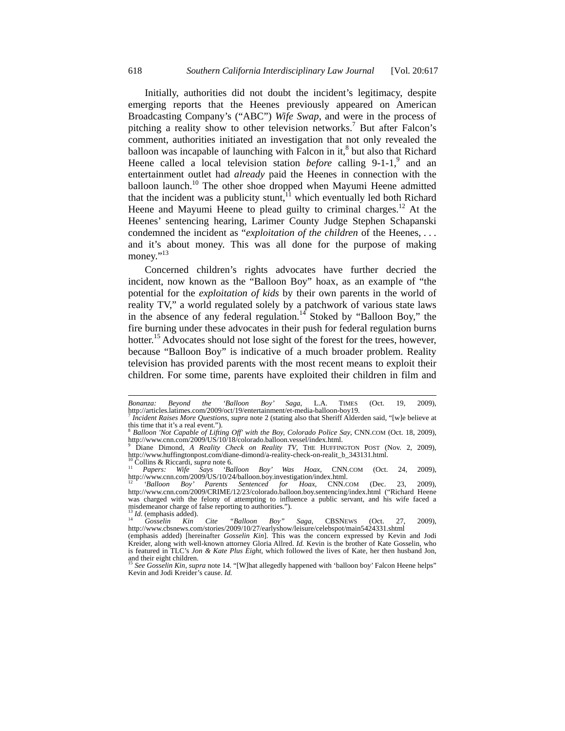Initially, authorities did not doubt the incident's legitimacy, despite emerging reports that the Heenes previously appeared on American Broadcasting Company's ("ABC") *Wife Swap*, and were in the process of pitching a reality show to other television networks.[7] But after Falcon's comment, authorities initiated an investigation that not only revealed the balloon was incapable of launching with Falcon in it,[8] but also that Richard Heene called a local television station *before* calling 9-1-1,[9] and an entertainment outlet had *already* paid the Heenes in connection with the balloon launch.[10] The other shoe dropped when Mayumi Heene admitted that the incident was a publicity stunt,[11] which eventually led both Richard Heene and Mayumi Heene to plead guilty to criminal charges.[12] At the Heenes' sentencing hearing, Larimer County Judge Stephen Schapanski condemned the incident as "*exploitation of the children* of the Heenes, . . . and it's about money. This was all done for the purpose of making money."[13]

Concerned children's rights advocates have further decried the incident, now known as the "Balloon Boy" hoax, as an example of "the potential for the *exploitation of kids* by their own parents in the world of reality TV," a world regulated solely by a patchwork of various state laws in the absence of any federal regulation.[14] Stoked by "Balloon Boy," the fire burning under these advocates in their push for federal regulation burns hotter.[15] Advocates should not lose sight of the forest for the trees, however, because "Balloon Boy" is indicative of a much broader problem. Reality television has provided parents with the most recent means to exploit their children. For some time, parents have exploited their children in film and

---

*Bonanza: Beyond the 'Balloon Boy' Saga*, L.A. TIMES (Oct. 19, 2009), http://articles.latimes.com/2009/oct/19/entertainment/et-media-balloon-boy19.

[7] *Incident Raises More Questions*, *supra* note 2 (stating also that Sheriff Alderden said, "[w]e believe at this time that it's a real event.").

[8] *Balloon 'Not Capable of Lifting Off' with the Boy, Colorado Police Say*, CNN.COM (Oct. 18, 2009), http://www.cnn.com/2009/US/10/18/colorado.balloon.vessel/index.html.

[9] Diane Dimond, *A Reality Check on Reality TV*, THE HUFFINGTON POST (Nov. 2, 2009), http://www.huffingtonpost.com/diane-dimond/a-reality-check-on-realit_b_343131.html.

[10] Collins & Riccardi, *supra* note 6.

[11] *Papers: Wife Says 'Balloon Boy' Was Hoax*, CNN.COM (Oct. 24, 2009), http://www.cnn.com/2009/US/10/24/balloon.boy.investigation/index.html.

[12] *'Balloon Boy' Parents Sentenced for Hoax*, CNN.COM (Dec. 23, 2009), http://www.cnn.com/2009/CRIME/12/23/colorado.balloon.boy.sentencing/index.html ("Richard Heene was charged with the felony of attempting to influence a public servant, and his wife faced a misdemeanor charge of false reporting to authorities.").

[13] *Id.* (emphasis added).

[14] *Gosselin Kin Cite "Balloon Boy" Saga*, CBSNEWS (Oct. 27, 2009), http://www.cbsnews.com/stories/2009/10/27/earlyshow/leisure/celebspot/main5424331.shtml (emphasis added) [hereinafter *Gosselin Kin*]. This was the concern expressed by Kevin and Jodi Kreider, along with well-known attorney Gloria Allred. *Id.* Kevin is the brother of Kate Gosselin, who is featured in TLC's *Jon & Kate Plus Eight*, which followed the lives of Kate, her then husband Jon, and their eight children.

[15] *See Gosselin Kin*, *supra* note 14. "[W]hat allegedly happened with 'balloon boy' Falcon Heene helps" Kevin and Jodi Kreider's cause. *Id.*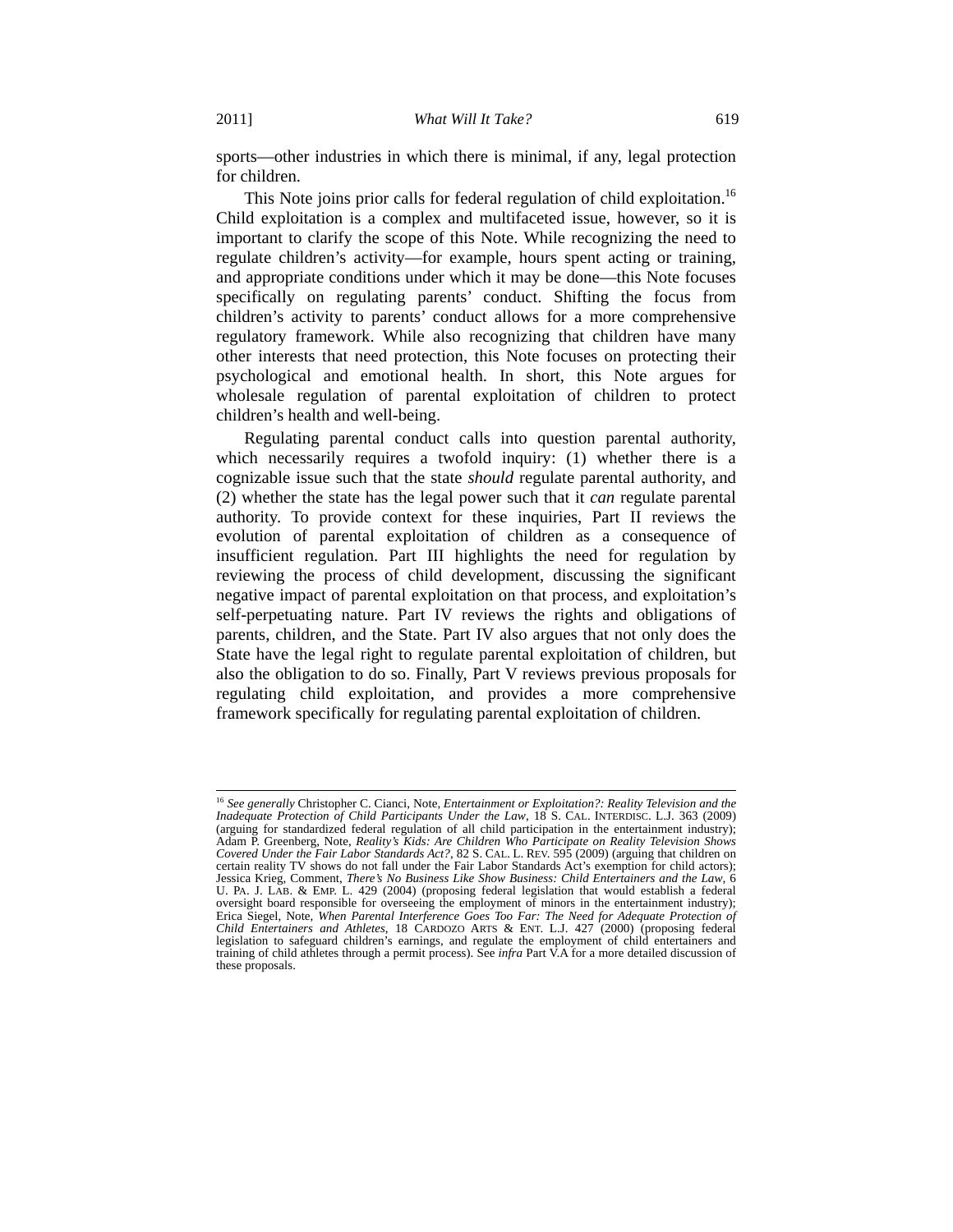sports—other industries in which there is minimal, if any, legal protection for children.

This Note joins prior calls for federal regulation of child exploitation.[16] Child exploitation is a complex and multifaceted issue, however, so it is important to clarify the scope of this Note. While recognizing the need to regulate children's activity—for example, hours spent acting or training, and appropriate conditions under which it may be done—this Note focuses specifically on regulating parents' conduct. Shifting the focus from children's activity to parents' conduct allows for a more comprehensive regulatory framework. While also recognizing that children have many other interests that need protection, this Note focuses on protecting their psychological and emotional health. In short, this Note argues for wholesale regulation of parental exploitation of children to protect children's health and well-being.

Regulating parental conduct calls into question parental authority, which necessarily requires a twofold inquiry: (1) whether there is a cognizable issue such that the state *should* regulate parental authority, and (2) whether the state has the legal power such that it *can* regulate parental authority. To provide context for these inquiries, Part II reviews the evolution of parental exploitation of children as a consequence of insufficient regulation. Part III highlights the need for regulation by reviewing the process of child development, discussing the significant negative impact of parental exploitation on that process, and exploitation's self-perpetuating nature. Part IV reviews the rights and obligations of parents, children, and the State. Part IV also argues that not only does the State have the legal right to regulate parental exploitation of children, but also the obligation to do so. Finally, Part V reviews previous proposals for regulating child exploitation, and provides a more comprehensive framework specifically for regulating parental exploitation of children.

---

[16] *See generally* Christopher C. Cianci, Note, *Entertainment or Exploitation?: Reality Television and the Inadequate Protection of Child Participants Under the Law*, 18 S. CAL. INTERDISC. L.J. 363 (2009) (arguing for standardized federal regulation of all child participation in the entertainment industry); Adam P. Greenberg, Note, *Reality's Kids: Are Children Who Participate on Reality Television Shows Covered Under the Fair Labor Standards Act?*, 82 S. CAL. L. REV. 595 (2009) (arguing that children on certain reality TV shows do not fall under the Fair Labor Standards Act's exemption for child actors); Jessica Krieg, Comment, *There's No Business Like Show Business: Child Entertainers and the Law*, 6 U. PA. J. LAB. & EMP. L. 429 (2004) (proposing federal legislation that would establish a federal oversight board responsible for overseeing the employment of minors in the entertainment industry); Erica Siegel, Note, *When Parental Interference Goes Too Far: The Need for Adequate Protection of Child Entertainers and Athletes*, 18 CARDOZO ARTS & ENT. L.J. 427 (2000) (proposing federal legislation to safeguard children's earnings, and regulate the employment of child entertainers and training of child athletes through a permit process). See *infra* Part V.A for a more detailed discussion of these proposals.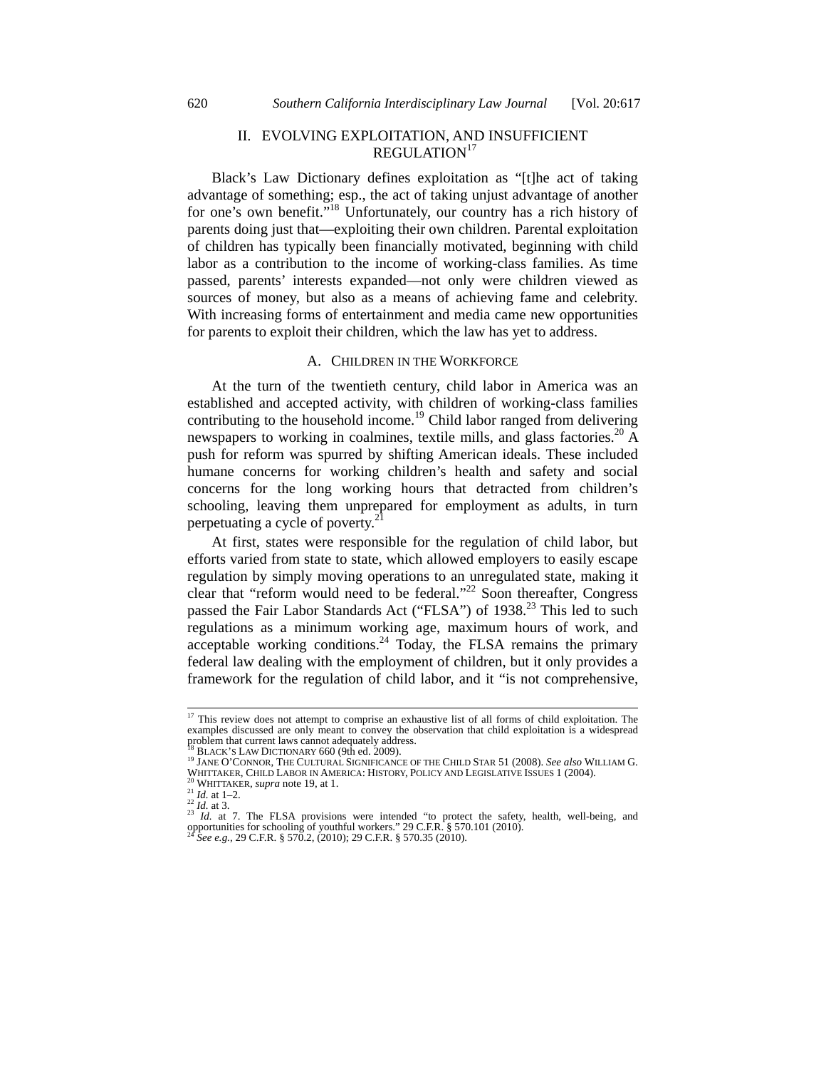## II. EVOLVING EXPLOITATION, AND INSUFFICIENT REGULATION[17]

Black's Law Dictionary defines exploitation as "[t]he act of taking advantage of something; esp., the act of taking unjust advantage of another for one's own benefit."[18] Unfortunately, our country has a rich history of parents doing just that—exploiting their own children. Parental exploitation of children has typically been financially motivated, beginning with child labor as a contribution to the income of working-class families. As time passed, parents' interests expanded—not only were children viewed as sources of money, but also as a means of achieving fame and celebrity. With increasing forms of entertainment and media came new opportunities for parents to exploit their children, which the law has yet to address.

### A. CHILDREN IN THE WORKFORCE

At the turn of the twentieth century, child labor in America was an established and accepted activity, with children of working-class families contributing to the household income.[19] Child labor ranged from delivering newspapers to working in coalmines, textile mills, and glass factories.[20] A push for reform was spurred by shifting American ideals. These included humane concerns for working children's health and safety and social concerns for the long working hours that detracted from children's schooling, leaving them unprepared for employment as adults, in turn perpetuating a cycle of poverty.[21]

At first, states were responsible for the regulation of child labor, but efforts varied from state to state, which allowed employers to easily escape regulation by simply moving operations to an unregulated state, making it clear that "reform would need to be federal."[22] Soon thereafter, Congress passed the Fair Labor Standards Act ("FLSA") of 1938.[23] This led to such regulations as a minimum working age, maximum hours of work, and acceptable working conditions.[24] Today, the FLSA remains the primary federal law dealing with the employment of children, but it only provides a framework for the regulation of child labor, and it "is not comprehensive,

---

[17] This review does not attempt to comprise an exhaustive list of all forms of child exploitation. The examples discussed are only meant to convey the observation that child exploitation is a widespread problem that current laws cannot adequately address.

[18] BLACK'S LAW DICTIONARY 660 (9th ed. 2009).

[19] JANE O'CONNOR, THE CULTURAL SIGNIFICANCE OF THE CHILD STAR 51 (2008). *See also* WILLIAM G. WHITTAKER, CHILD LABOR IN AMERICA: HISTORY, POLICY AND LEGISLATIVE ISSUES 1 (2004).

[20] WHITTAKER, *supra* note 19, at 1.

[21] *Id.* at 1–2.

[22] *Id.* at 3.

[23] *Id.* at 7. The FLSA provisions were intended "to protect the safety, health, well-being, and opportunities for schooling of youthful workers." 29 C.F.R. § 570.101 (2010).

[24] *See e.g.*, 29 C.F.R. § 570.2, (2010); 29 C.F.R. § 570.35 (2010).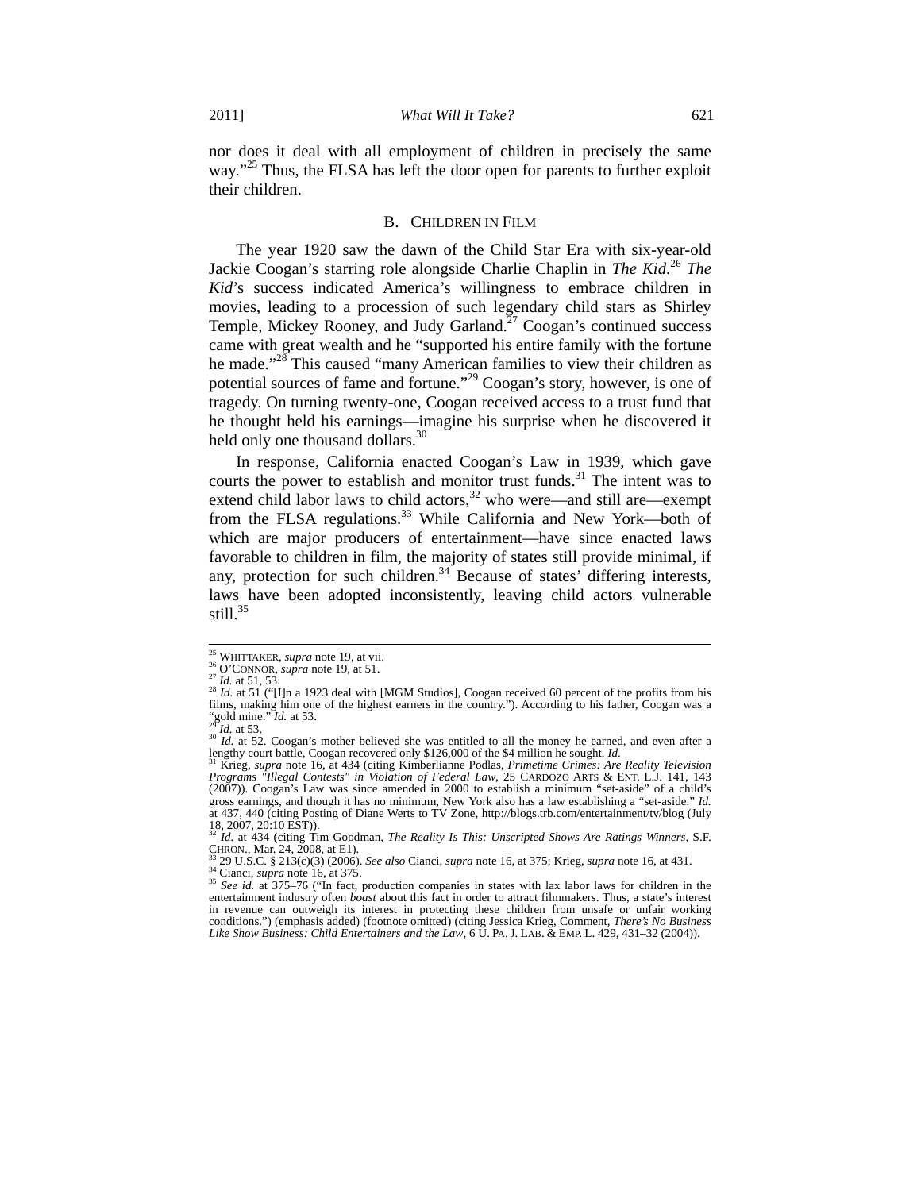nor does it deal with all employment of children in precisely the same way."[25] Thus, the FLSA has left the door open for parents to further exploit their children.

### B. CHILDREN IN FILM

The year 1920 saw the dawn of the Child Star Era with six-year-old Jackie Coogan's starring role alongside Charlie Chaplin in *The Kid*.[26] *The Kid*'s success indicated America's willingness to embrace children in movies, leading to a procession of such legendary child stars as Shirley Temple, Mickey Rooney, and Judy Garland.[27] Coogan's continued success came with great wealth and he "supported his entire family with the fortune he made."[28] This caused "many American families to view their children as potential sources of fame and fortune."[29] Coogan's story, however, is one of tragedy. On turning twenty-one, Coogan received access to a trust fund that he thought held his earnings—imagine his surprise when he discovered it held only one thousand dollars.[30]

In response, California enacted Coogan's Law in 1939, which gave courts the power to establish and monitor trust funds.[31] The intent was to extend child labor laws to child actors,[32] who were—and still are—exempt from the FLSA regulations.[33] While California and New York—both of which are major producers of entertainment—have since enacted laws favorable to children in film, the majority of states still provide minimal, if any, protection for such children.[34] Because of states' differing interests, laws have been adopted inconsistently, leaving child actors vulnerable still.[35]

---

[25] WHITTAKER, *supra* note 19, at vii.

[26] O'CONNOR, *supra* note 19, at 51.

[27] *Id.* at 51, 53.

[28] *Id.* at 51 ("[I]n a 1923 deal with [MGM Studios], Coogan received 60 percent of the profits from his films, making him one of the highest earners in the country."). According to his father, Coogan was a "gold mine." *Id.* at 53.

[29] *Id.* at 53.

[30] *Id.* at 52. Coogan's mother believed she was entitled to all the money he earned, and even after a lengthy court battle, Coogan recovered only $126,000 of the $4 million he sought. *Id.*

[31] Krieg, *supra* note 16, at 434 (citing Kimberlianne Podlas, *Primetime Crimes: Are Reality Television Programs "Illegal Contests" in Violation of Federal Law*, 25 CARDOZO ARTS & ENT. L.J. 141, 143 (2007)). Coogan's Law was since amended in 2000 to establish a minimum "set-aside" of a child's gross earnings, and though it has no minimum, New York also has a law establishing a "set-aside." *Id.* at 437, 440 (citing Posting of Diane Werts to TV Zone, http://blogs.trb.com/entertainment/tv/blog (July 18, 2007, 20:10 EST)).

[32] *Id.* at 434 (citing Tim Goodman, *The Reality Is This: Unscripted Shows Are Ratings Winners*, S.F. CHRON., Mar. 24, 2008, at E1).

[33] 29 U.S.C. § 213(c)(3) (2006). *See also* Cianci, *supra* note 16, at 375; Krieg, *supra* note 16, at 431.

[34] Cianci, *supra* note 16, at 375.

[35] *See id.* at 375–76 ("In fact, production companies in states with lax labor laws for children in the entertainment industry often *boast* about this fact in order to attract filmmakers. Thus, a state's interest in revenue can outweigh its interest in protecting these children from unsafe or unfair working conditions.") (emphasis added) (footnote omitted) (citing Jessica Krieg, Comment, *There's No Business Like Show Business: Child Entertainers and the Law*, 6 U. PA. J. LAB. & EMP. L. 429, 431–32 (2004)).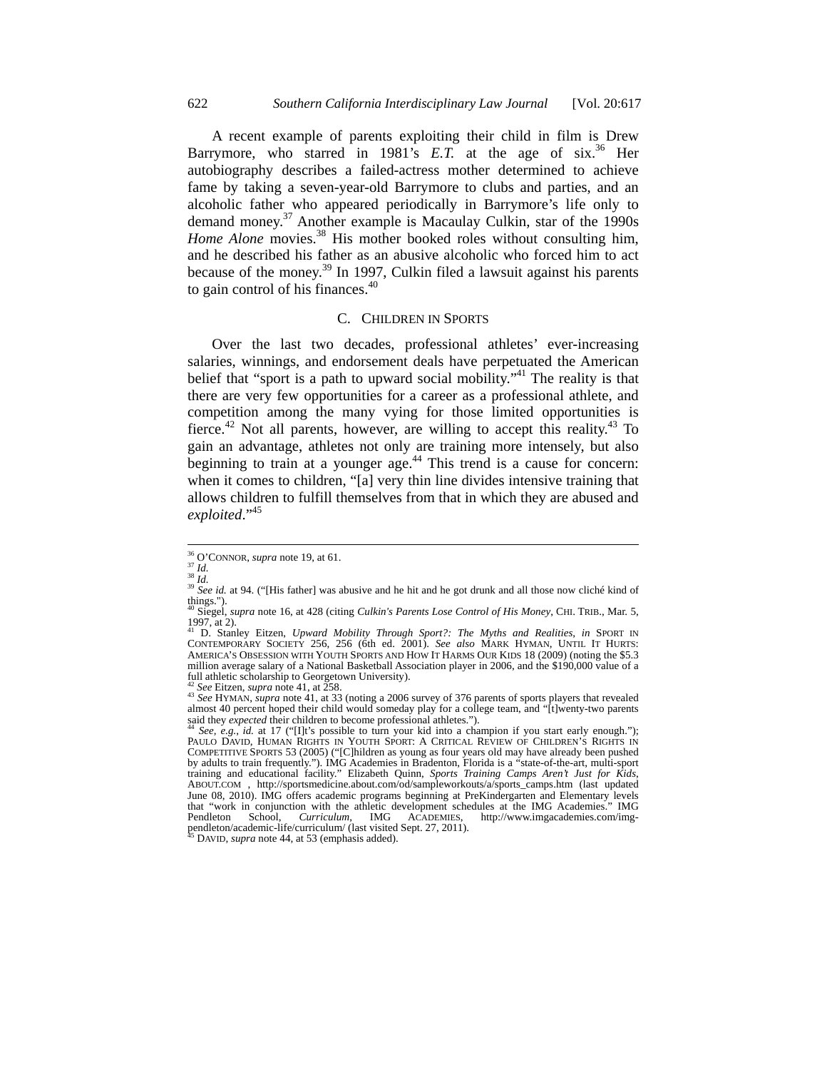A recent example of parents exploiting their child in film is Drew Barrymore, who starred in 1981's *E.T.* at the age of six.[36] Her autobiography describes a failed-actress mother determined to achieve fame by taking a seven-year-old Barrymore to clubs and parties, and an alcoholic father who appeared periodically in Barrymore's life only to demand money.[37] Another example is Macaulay Culkin, star of the 1990s *Home Alone* movies.[38] His mother booked roles without consulting him, and he described his father as an abusive alcoholic who forced him to act because of the money.[39] In 1997, Culkin filed a lawsuit against his parents to gain control of his finances.[40]

### C. CHILDREN IN SPORTS

Over the last two decades, professional athletes' ever-increasing salaries, winnings, and endorsement deals have perpetuated the American belief that "sport is a path to upward social mobility."[41] The reality is that there are very few opportunities for a career as a professional athlete, and competition among the many vying for those limited opportunities is fierce.[42] Not all parents, however, are willing to accept this reality.[43] To gain an advantage, athletes not only are training more intensely, but also beginning to train at a younger age.[44] This trend is a cause for concern: when it comes to children, "[a] very thin line divides intensive training that allows children to fulfill themselves from that in which they are abused and *exploited*."[45]

---

[36] O'CONNOR, *supra* note 19, at 61.

[37] *Id.*

[38] *Id.*

[39] *See id.* at 94. ("[His father] was abusive and he hit and he got drunk and all those now cliché kind of things.").

[40] Siegel, *supra* note 16, at 428 (citing *Culkin's Parents Lose Control of His Money*, CHI. TRIB., Mar. 5, 1997, at 2).

[41] D. Stanley Eitzen, *Upward Mobility Through Sport?: The Myths and Realities*, *in* SPORT IN CONTEMPORARY SOCIETY 256, 256 (6th ed. 2001). *See also* MARK HYMAN, UNTIL IT HURTS: AMERICA'S OBSESSION WITH YOUTH SPORTS AND HOW IT HARMS OUR KIDS 18 (2009) (noting the $5.3 million average salary of a National Basketball Association player in 2006, and the $190,000 value of a full athletic scholarship to Georgetown University).

[42] *See* Eitzen, *supra* note 41, at 258.

[43] *See* HYMAN, *supra* note 41, at 33 (noting a 2006 survey of 376 parents of sports players that revealed almost 40 percent hoped their child would someday play for a college team, and "[t]wenty-two parents said they *expected* their children to become professional athletes.").

[44] *See, e.g.*, *id.* at 17 ("[I]t's possible to turn your kid into a champion if you start early enough."); PAULO DAVID, HUMAN RIGHTS IN YOUTH SPORT: A CRITICAL REVIEW OF CHILDREN'S RIGHTS IN COMPETITIVE SPORTS 53 (2005) ("[C]hildren as young as four years old may have already been pushed by adults to train frequently."). IMG Academies in Bradenton, Florida is a "state-of-the-art, multi-sport training and educational facility." Elizabeth Quinn, *Sports Training Camps Aren't Just for Kids*, ABOUT.COM , http://sportsmedicine.about.com/od/sampleworkouts/a/sports_camps.htm (last updated June 08, 2010). IMG offers academic programs beginning at PreKindergarten and Elementary levels that "work in conjunction with the athletic development schedules at the IMG Academies." IMG Pendleton School, *Curriculum*, IMG ACADEMIES, http://www.imgacademies.com/img-pendleton/academic-life/curriculum/ (last visited Sept. 27, 2011).

[45] DAVID, *supra* note 44, at 53 (emphasis added).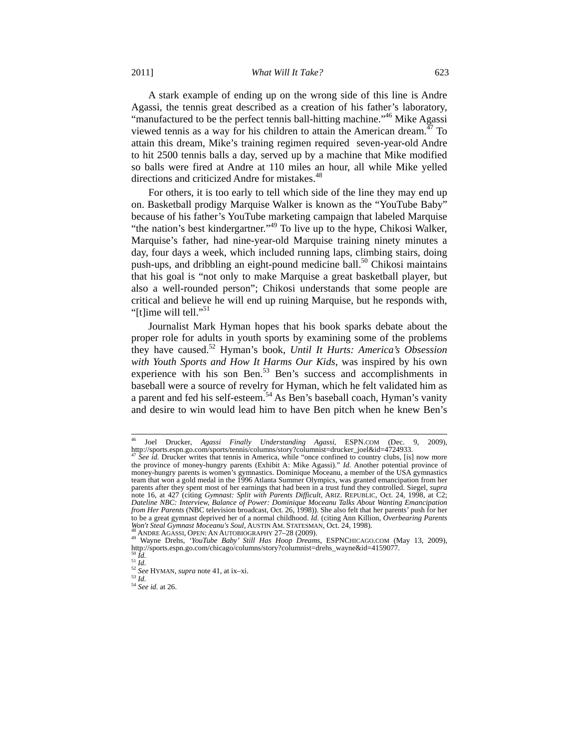A stark example of ending up on the wrong side of this line is Andre Agassi, the tennis great described as a creation of his father's laboratory, "manufactured to be the perfect tennis ball-hitting machine."[46] Mike Agassi viewed tennis as a way for his children to attain the American dream.[47] To attain this dream, Mike's training regimen required seven-year-old Andre to hit 2500 tennis balls a day, served up by a machine that Mike modified so balls were fired at Andre at 110 miles an hour, all while Mike yelled directions and criticized Andre for mistakes.[48]

For others, it is too early to tell which side of the line they may end up on. Basketball prodigy Marquise Walker is known as the "YouTube Baby" because of his father's YouTube marketing campaign that labeled Marquise "the nation's best kindergartner."[49] To live up to the hype, Chikosi Walker, Marquise's father, had nine-year-old Marquise training ninety minutes a day, four days a week, which included running laps, climbing stairs, doing push-ups, and dribbling an eight-pound medicine ball.[50] Chikosi maintains that his goal is "not only to make Marquise a great basketball player, but also a well-rounded person"; Chikosi understands that some people are critical and believe he will end up ruining Marquise, but he responds with, "[t]ime will tell."[51]

Journalist Mark Hyman hopes that his book sparks debate about the proper role for adults in youth sports by examining some of the problems they have caused.[52] Hyman's book, *Until It Hurts: America's Obsession with Youth Sports and How It Harms Our Kids*, was inspired by his own experience with his son Ben.[53] Ben's success and accomplishments in baseball were a source of revelry for Hyman, which he felt validated him as a parent and fed his self-esteem.[54] As Ben's baseball coach, Hyman's vanity and desire to win would lead him to have Ben pitch when he knew Ben's

---

[46] Joel Drucker, *Agassi Finally Understanding Agassi*, ESPN.COM (Dec. 9, 2009), http://sports.espn.go.com/sports/tennis/columns/story?columnist=drucker_joel&id=4724933.

[47] *See id.* Drucker writes that tennis in America, while "once confined to country clubs, [is] now more the province of money-hungry parents (Exhibit A: Mike Agassi)." *Id.* Another potential province of money-hungry parents is women's gymnastics. Dominique Moceanu, a member of the USA gymnastics team that won a gold medal in the 1996 Atlanta Summer Olympics, was granted emancipation from her parents after they spent most of her earnings that had been in a trust fund they controlled. Siegel, *supra* note 16, at 427 (citing *Gymnast: Split with Parents Difficult*, ARIZ. REPUBLIC, Oct. 24, 1998, at C2; *Dateline NBC: Interview, Balance of Power: Dominique Moceanu Talks About Wanting Emancipation from Her Parents* (NBC television broadcast, Oct. 26, 1998)). She also felt that her parents' push for her to be a great gymnast deprived her of a normal childhood. *Id.* (citing Ann Killion, *Overbearing Parents Won't Steal Gymnast Moceanu's Soul*, AUSTIN AM. STATESMAN, Oct. 24, 1998).

[48] ANDRE AGASSI, OPEN: AN AUTOBIOGRAPHY 27–28 (2009).

[49] Wayne Drehs, *'YouTube Baby' Still Has Hoop Dreams*, ESPNCHICAGO.COM (May 13, 2009), http://sports.espn.go.com/chicago/columns/story?columnist=drehs_wayne&id=4159077.

[50] *Id.*

[51] *Id.*

[52] *See* HYMAN, *supra* note 41, at ix–xi.

[53] *Id.*

[54] *See id.* at 26.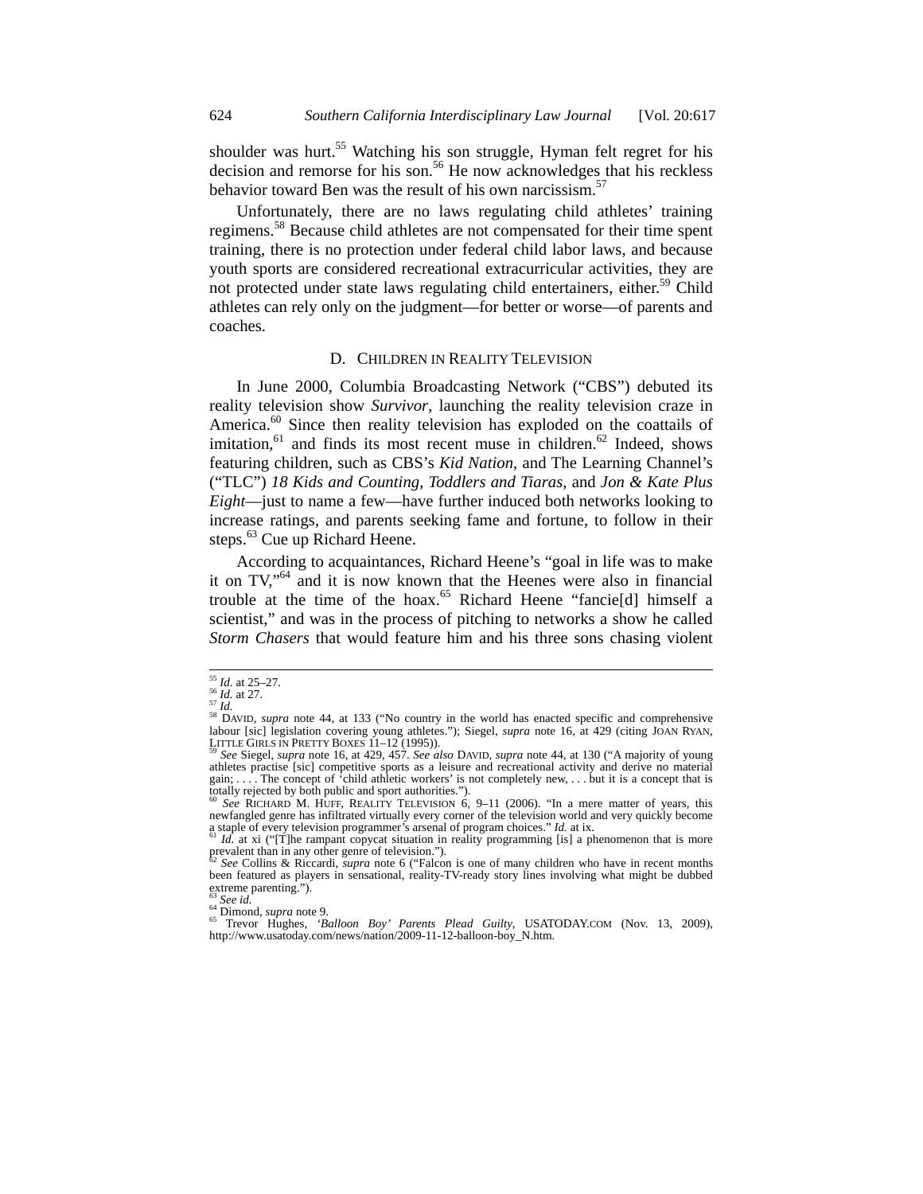shoulder was hurt.[55] Watching his son struggle, Hyman felt regret for his decision and remorse for his son.[56] He now acknowledges that his reckless behavior toward Ben was the result of his own narcissism.[57]

Unfortunately, there are no laws regulating child athletes' training regimens.[58] Because child athletes are not compensated for their time spent training, there is no protection under federal child labor laws, and because youth sports are considered recreational extracurricular activities, they are not protected under state laws regulating child entertainers, either.[59] Child athletes can rely only on the judgment—for better or worse—of parents and coaches.

### D. CHILDREN IN REALITY TELEVISION

In June 2000, Columbia Broadcasting Network ("CBS") debuted its reality television show *Survivor*, launching the reality television craze in America.[60] Since then reality television has exploded on the coattails of imitation,[61] and finds its most recent muse in children.[62] Indeed, shows featuring children, such as CBS's *Kid Nation*, and The Learning Channel's ("TLC") *18 Kids and Counting*, *Toddlers and Tiaras*, and *Jon & Kate Plus Eight*—just to name a few—have further induced both networks looking to increase ratings, and parents seeking fame and fortune, to follow in their steps.[63] Cue up Richard Heene.

According to acquaintances, Richard Heene's "goal in life was to make it on TV,"[64] and it is now known that the Heenes were also in financial trouble at the time of the hoax.[65] Richard Heene "fancie[d] himself a scientist," and was in the process of pitching to networks a show he called *Storm Chasers* that would feature him and his three sons chasing violent

---

[55] *Id.* at 25–27.
[56] *Id.* at 27.
[57] *Id.*
[58] DAVID, *supra* note 44, at 133 ("No country in the world has enacted specific and comprehensive labour [sic] legislation covering young athletes."); Siegel, *supra* note 16, at 429 (citing JOAN RYAN, LITTLE GIRLS IN PRETTY BOXES 11–12 (1995)).
[59] *See* Siegel, *supra* note 16, at 429, 457. *See also* DAVID, *supra* note 44, at 130 ("A majority of young athletes practise [sic] competitive sports as a leisure and recreational activity and derive no material gain; . . . . The concept of 'child athletic workers' is not completely new, . . . but it is a concept that is totally rejected by both public and sport authorities.").
[60] *See* RICHARD M. HUFF, REALITY TELEVISION 6, 9–11 (2006). "In a mere matter of years, this newfangled genre has infiltrated virtually every corner of the television world and very quickly become a staple of every television programmer's arsenal of program choices." *Id.* at ix.
[61] *Id.* at xi ("[T]he rampant copycat situation in reality programming [is] a phenomenon that is more prevalent than in any other genre of television.").
[62] *See* Collins & Riccardi, *supra* note 6 ("Falcon is one of many children who have in recent months been featured as players in sensational, reality-TV-ready story lines involving what might be dubbed extreme parenting.").
[63] *See id.*
[64] Dimond, *supra* note 9.
[65] Trevor Hughes, *'Balloon Boy' Parents Plead Guilty*, USATODAY.COM (Nov. 13, 2009), http://www.usatoday.com/news/nation/2009-11-12-balloon-boy_N.htm.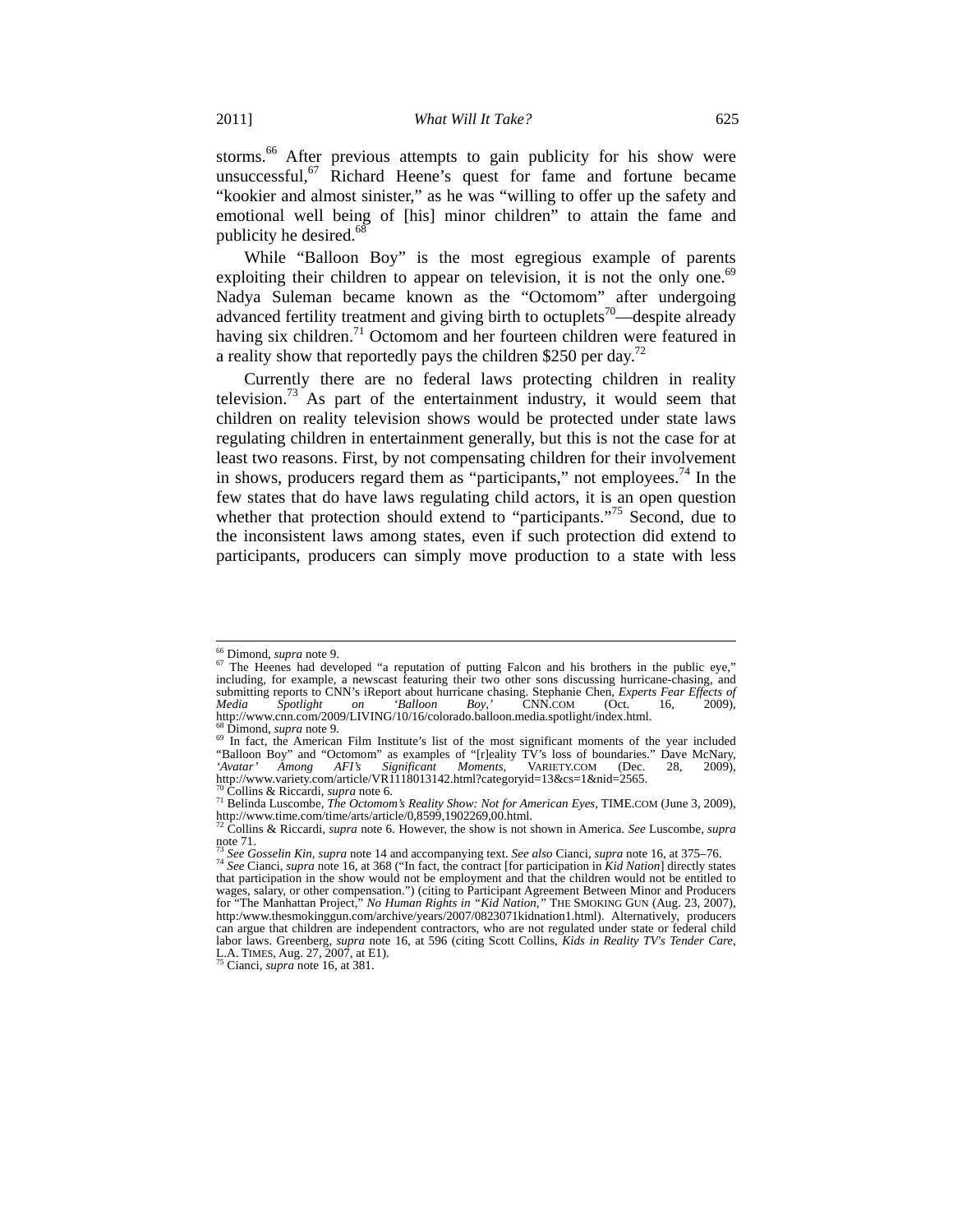storms.[66] After previous attempts to gain publicity for his show were unsuccessful,[67] Richard Heene's quest for fame and fortune became "kookier and almost sinister," as he was "willing to offer up the safety and emotional well being of [his] minor children" to attain the fame and publicity he desired.[68]

While "Balloon Boy" is the most egregious example of parents exploiting their children to appear on television, it is not the only one.[69] Nadya Suleman became known as the "Octomom" after undergoing advanced fertility treatment and giving birth to octuplets[70]—despite already having six children.[71] Octomom and her fourteen children were featured in a reality show that reportedly pays the children $250 per day.[72]

Currently there are no federal laws protecting children in reality television.[73] As part of the entertainment industry, it would seem that children on reality television shows would be protected under state laws regulating children in entertainment generally, but this is not the case for at least two reasons. First, by not compensating children for their involvement in shows, producers regard them as "participants," not employees.[74] In the few states that do have laws regulating child actors, it is an open question whether that protection should extend to "participants."[75] Second, due to the inconsistent laws among states, even if such protection did extend to participants, producers can simply move production to a state with less

---

[66] Dimond, *supra* note 9.

[67] The Heenes had developed "a reputation of putting Falcon and his brothers in the public eye," including, for example, a newscast featuring their two other sons discussing hurricane-chasing, and submitting reports to CNN's iReport about hurricane chasing. Stephanie Chen, *Experts Fear Effects of Media Spotlight on 'Balloon Boy,'* CNN.COM (Oct. 16, 2009), http://www.cnn.com/2009/LIVING/10/16/colorado.balloon.media.spotlight/index.html.

[68] Dimond, *supra* note 9.

[69] In fact, the American Film Institute's list of the most significant moments of the year included "Balloon Boy" and "Octomom" as examples of "[r]eality TV's loss of boundaries." Dave McNary, *'Avatar' Among AFI's Significant Moments*, VARIETY.COM (Dec. 28, 2009), http://www.variety.com/article/VR1118013142.html?categoryid=13&cs=1&nid=2565.

[70] Collins & Riccardi, *supra* note 6.

[71] Belinda Luscombe, *The Octomom's Reality Show: Not for American Eyes*, TIME.COM (June 3, 2009), http://www.time.com/time/arts/article/0,8599,1902269,00.html.

[72] Collins & Riccardi, *supra* note 6. However, the show is not shown in America. *See* Luscombe, *supra* note 71.

[73] *See Gosselin Kin*, *supra* note 14 and accompanying text. *See also* Cianci, *supra* note 16, at 375–76.

[74] *See* Cianci, *supra* note 16, at 368 ("In fact, the contract [for participation in *Kid Nation*] directly states that participation in the show would not be employment and that the children would not be entitled to wages, salary, or other compensation.") (citing to Participant Agreement Between Minor and Producers for "The Manhattan Project," *No Human Rights in "Kid Nation,"* THE SMOKING GUN (Aug. 23, 2007), http:/www.thesmokinggun.com/archive/years/2007/0823071kidnation1.html). Alternatively, producers can argue that children are independent contractors, who are not regulated under state or federal child labor laws. Greenberg, *supra* note 16, at 596 (citing Scott Collins, *Kids in Reality TV's Tender Care*, L.A. TIMES, Aug. 27, 2007, at E1).

[75] Cianci, *supra* note 16, at 381.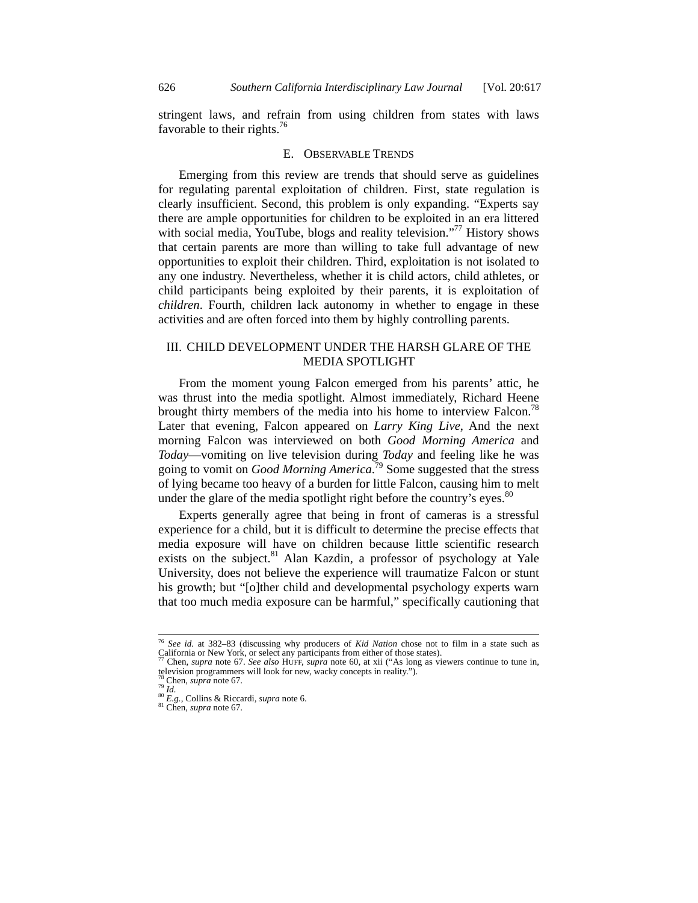stringent laws, and refrain from using children from states with laws favorable to their rights.[76]

### E. Observable Trends

Emerging from this review are trends that should serve as guidelines for regulating parental exploitation of children. First, state regulation is clearly insufficient. Second, this problem is only expanding. "Experts say there are ample opportunities for children to be exploited in an era littered with social media, YouTube, blogs and reality television."[77] History shows that certain parents are more than willing to take full advantage of new opportunities to exploit their children. Third, exploitation is not isolated to any one industry. Nevertheless, whether it is child actors, child athletes, or child participants being exploited by their parents, it is exploitation of *children*. Fourth, children lack autonomy in whether to engage in these activities and are often forced into them by highly controlling parents.

## III. CHILD DEVELOPMENT UNDER THE HARSH GLARE OF THE MEDIA SPOTLIGHT

From the moment young Falcon emerged from his parents' attic, he was thrust into the media spotlight. Almost immediately, Richard Heene brought thirty members of the media into his home to interview Falcon.[78] Later that evening, Falcon appeared on *Larry King Live*, And the next morning Falcon was interviewed on both *Good Morning America* and *Today*—vomiting on live television during *Today* and feeling like he was going to vomit on *Good Morning America*.[79] Some suggested that the stress of lying became too heavy of a burden for little Falcon, causing him to melt under the glare of the media spotlight right before the country's eyes.[80]

Experts generally agree that being in front of cameras is a stressful experience for a child, but it is difficult to determine the precise effects that media exposure will have on children because little scientific research exists on the subject.[81] Alan Kazdin, a professor of psychology at Yale University, does not believe the experience will traumatize Falcon or stunt his growth; but "[o]ther child and developmental psychology experts warn that too much media exposure can be harmful," specifically cautioning that

---

[76] *See id.* at 382–83 (discussing why producers of *Kid Nation* chose not to film in a state such as California or New York, or select any participants from either of those states).

[77] Chen, *supra* note 67. *See also* HUFF, *supra* note 60, at xii ("As long as viewers continue to tune in, television programmers will look for new, wacky concepts in reality.").

[78] Chen, *supra* note 67.

[79] *Id.*

[80] *E.g.*, Collins & Riccardi, *supra* note 6.

[81] Chen, *supra* note 67.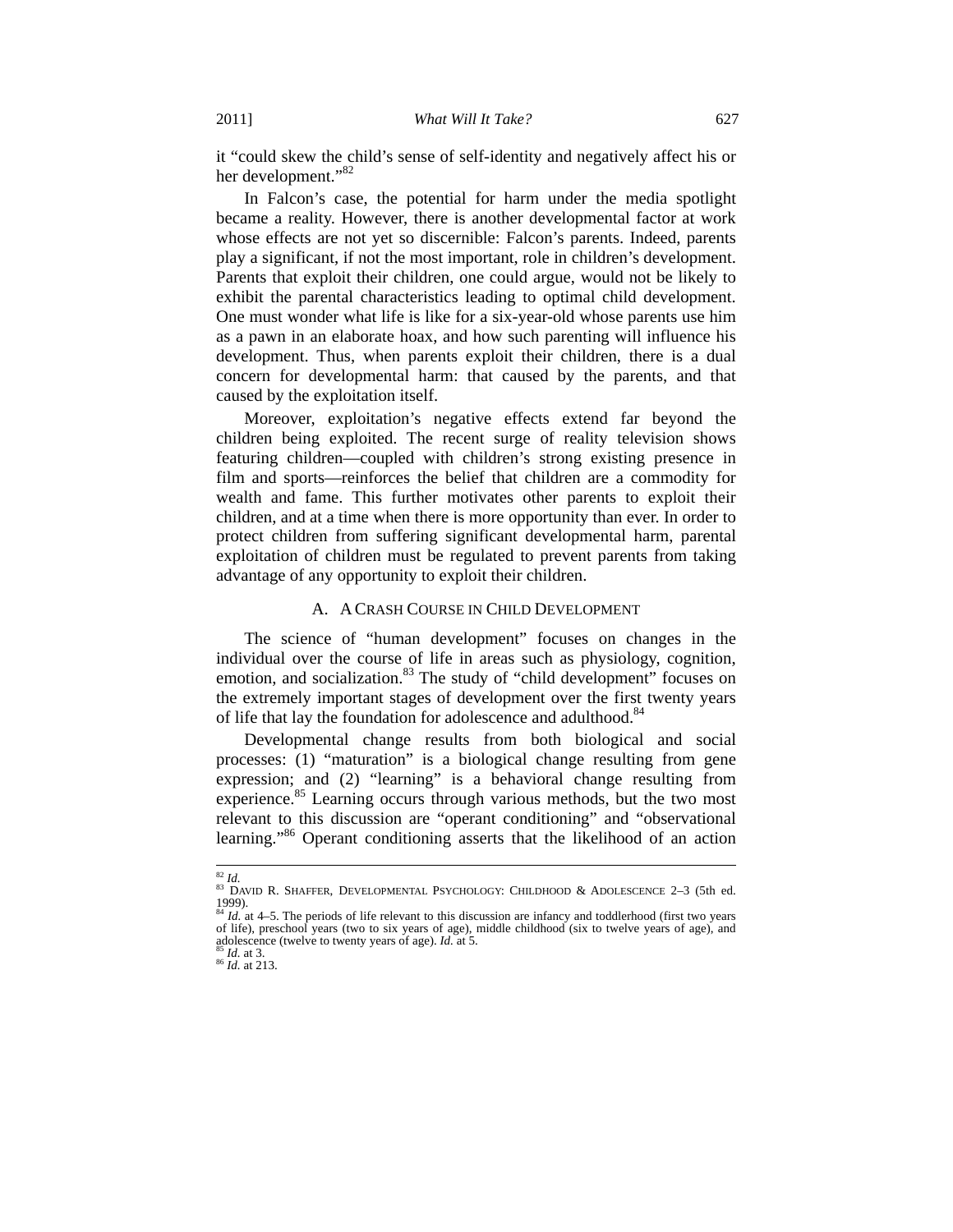it "could skew the child's sense of self-identity and negatively affect his or her development."[82]

In Falcon's case, the potential for harm under the media spotlight became a reality. However, there is another developmental factor at work whose effects are not yet so discernible: Falcon's parents. Indeed, parents play a significant, if not the most important, role in children's development. Parents that exploit their children, one could argue, would not be likely to exhibit the parental characteristics leading to optimal child development. One must wonder what life is like for a six-year-old whose parents use him as a pawn in an elaborate hoax, and how such parenting will influence his development. Thus, when parents exploit their children, there is a dual concern for developmental harm: that caused by the parents, and that caused by the exploitation itself.

Moreover, exploitation's negative effects extend far beyond the children being exploited. The recent surge of reality television shows featuring children—coupled with children's strong existing presence in film and sports—reinforces the belief that children are a commodity for wealth and fame. This further motivates other parents to exploit their children, and at a time when there is more opportunity than ever. In order to protect children from suffering significant developmental harm, parental exploitation of children must be regulated to prevent parents from taking advantage of any opportunity to exploit their children.

### A. A CRASH COURSE IN CHILD DEVELOPMENT

The science of "human development" focuses on changes in the individual over the course of life in areas such as physiology, cognition, emotion, and socialization.[83] The study of "child development" focuses on the extremely important stages of development over the first twenty years of life that lay the foundation for adolescence and adulthood.[84]

Developmental change results from both biological and social processes: (1) "maturation" is a biological change resulting from gene expression; and (2) "learning" is a behavioral change resulting from experience.[85] Learning occurs through various methods, but the two most relevant to this discussion are "operant conditioning" and "observational learning."[86] Operant conditioning asserts that the likelihood of an action

---

[82] *Id.*

[83] DAVID R. SHAFFER, DEVELOPMENTAL PSYCHOLOGY: CHILDHOOD & ADOLESCENCE 2–3 (5th ed. 1999).

[84] *Id.* at 4–5. The periods of life relevant to this discussion are infancy and toddlerhood (first two years of life), preschool years (two to six years of age), middle childhood (six to twelve years of age), and adolescence (twelve to twenty years of age). *Id.* at 5.

[85] *Id.* at 3.

[86] *Id.* at 213.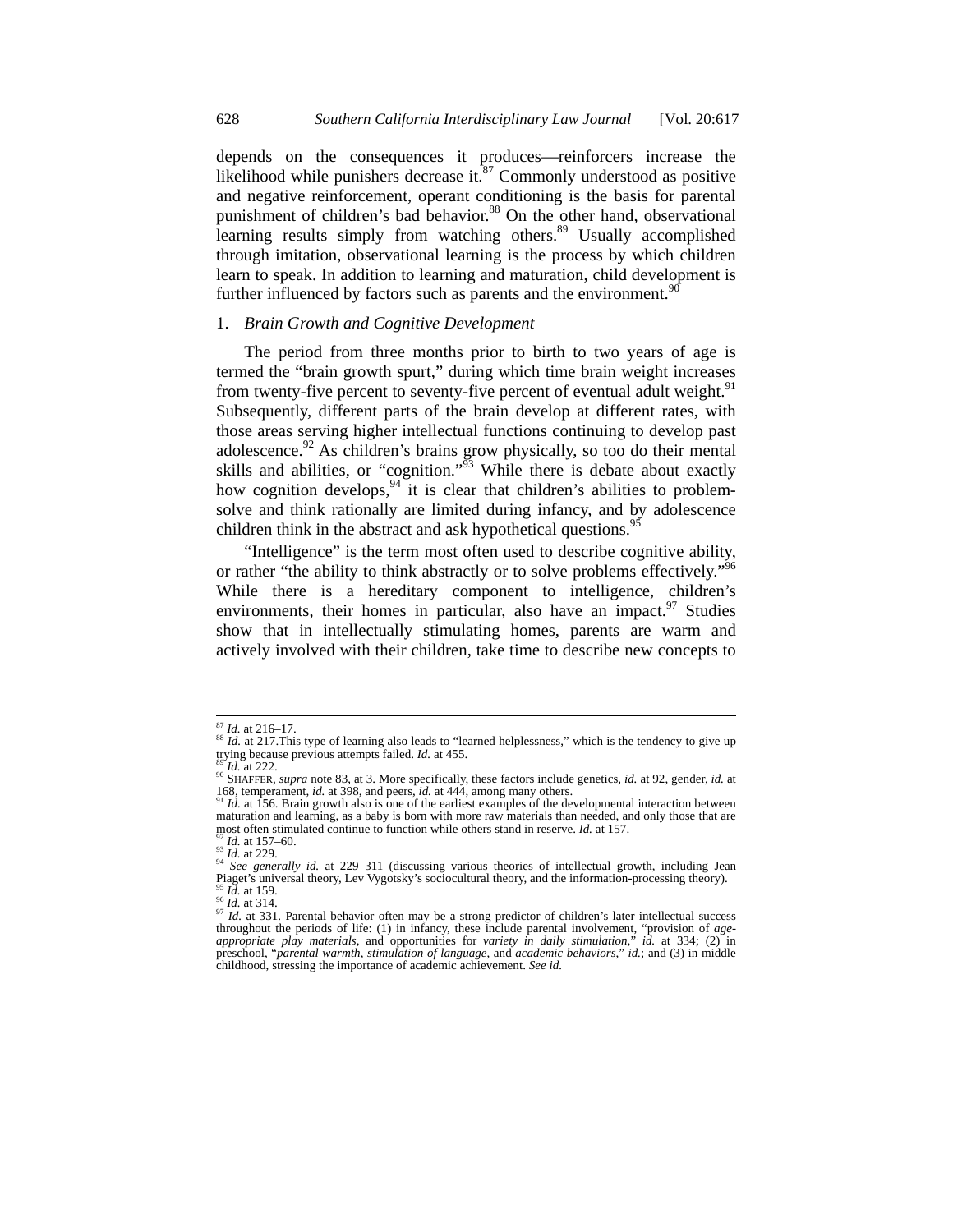depends on the consequences it produces—reinforcers increase the likelihood while punishers decrease it.[87] Commonly understood as positive and negative reinforcement, operant conditioning is the basis for parental punishment of children's bad behavior.[88] On the other hand, observational learning results simply from watching others.[89] Usually accomplished through imitation, observational learning is the process by which children learn to speak. In addition to learning and maturation, child development is further influenced by factors such as parents and the environment.[90]

1. *Brain Growth and Cognitive Development*

The period from three months prior to birth to two years of age is termed the "brain growth spurt," during which time brain weight increases from twenty-five percent to seventy-five percent of eventual adult weight.[91] Subsequently, different parts of the brain develop at different rates, with those areas serving higher intellectual functions continuing to develop past adolescence.[92] As children's brains grow physically, so too do their mental skills and abilities, or "cognition."[93] While there is debate about exactly how cognition develops,[94] it is clear that children's abilities to problem-solve and think rationally are limited during infancy, and by adolescence children think in the abstract and ask hypothetical questions.[95]

"Intelligence" is the term most often used to describe cognitive ability, or rather "the ability to think abstractly or to solve problems effectively."[96] While there is a hereditary component to intelligence, children's environments, their homes in particular, also have an impact.[97] Studies show that in intellectually stimulating homes, parents are warm and actively involved with their children, take time to describe new concepts to

---

[87] *Id.* at 216–17.

[88] *Id.* at 217.This type of learning also leads to "learned helplessness," which is the tendency to give up trying because previous attempts failed. *Id.* at 455.

[89] *Id.* at 222.

[90] SHAFFER, *supra* note 83, at 3. More specifically, these factors include genetics, *id.* at 92, gender, *id.* at 168, temperament, *id.* at 398, and peers, *id.* at 444, among many others.

[91] *Id.* at 156. Brain growth also is one of the earliest examples of the developmental interaction between maturation and learning, as a baby is born with more raw materials than needed, and only those that are most often stimulated continue to function while others stand in reserve. *Id.* at 157.

[92] *Id.* at 157–60.

[93] *Id.* at 229.

[94] *See generally id.* at 229–311 (discussing various theories of intellectual growth, including Jean Piaget's universal theory, Lev Vygotsky's sociocultural theory, and the information-processing theory).

[95] *Id.* at 159.

[96] *Id.* at 314.

[97] *Id.* at 331. Parental behavior often may be a strong predictor of children's later intellectual success throughout the periods of life: (1) in infancy, these include parental involvement, "provision of *age-appropriate play materials*, and opportunities for *variety in daily stimulation*," *id.* at 334; (2) in preschool, "*parental warmth, stimulation of language*, and *academic behaviors*," *id.*; and (3) in middle childhood, stressing the importance of academic achievement. *See id.*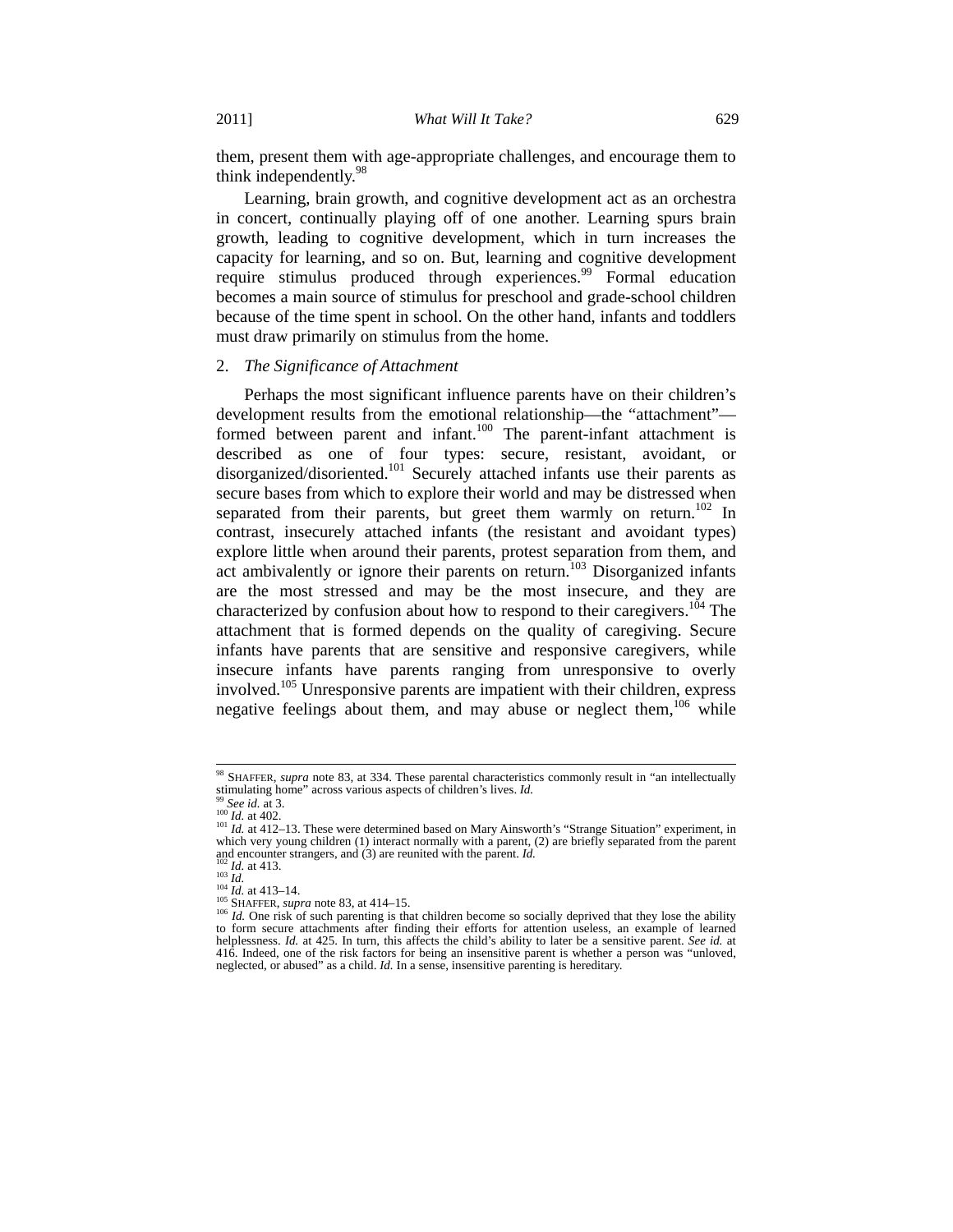them, present them with age-appropriate challenges, and encourage them to think independently.[98]

Learning, brain growth, and cognitive development act as an orchestra in concert, continually playing off of one another. Learning spurs brain growth, leading to cognitive development, which in turn increases the capacity for learning, and so on. But, learning and cognitive development require stimulus produced through experiences.[99] Formal education becomes a main source of stimulus for preschool and grade-school children because of the time spent in school. On the other hand, infants and toddlers must draw primarily on stimulus from the home.

### 2. *The Significance of Attachment*

Perhaps the most significant influence parents have on their children's development results from the emotional relationship—the "attachment"—formed between parent and infant.[100] The parent-infant attachment is described as one of four types: secure, resistant, avoidant, or disorganized/disoriented.[101] Securely attached infants use their parents as secure bases from which to explore their world and may be distressed when separated from their parents, but greet them warmly on return.[102] In contrast, insecurely attached infants (the resistant and avoidant types) explore little when around their parents, protest separation from them, and act ambivalently or ignore their parents on return.[103] Disorganized infants are the most stressed and may be the most insecure, and they are characterized by confusion about how to respond to their caregivers.[104] The attachment that is formed depends on the quality of caregiving. Secure infants have parents that are sensitive and responsive caregivers, while insecure infants have parents ranging from unresponsive to overly involved.[105] Unresponsive parents are impatient with their children, express negative feelings about them, and may abuse or neglect them,[106] while

---

[98] SHAFFER, *supra* note 83, at 334. These parental characteristics commonly result in "an intellectually stimulating home" across various aspects of children's lives. *Id.*

[99] *See id.* at 3.

[100] *Id.* at 402.

[101] *Id.* at 412–13. These were determined based on Mary Ainsworth's "Strange Situation" experiment, in which very young children (1) interact normally with a parent, (2) are briefly separated from the parent and encounter strangers, and (3) are reunited with the parent. *Id.*

[102] *Id.* at 413.

[103] *Id.*

[104] *Id.* at 413–14.

[105] SHAFFER, *supra* note 83, at 414–15.

[106] *Id.* One risk of such parenting is that children become so socially deprived that they lose the ability to form secure attachments after finding their efforts for attention useless, an example of learned helplessness. *Id.* at 425. In turn, this affects the child's ability to later be a sensitive parent. *See id.* at 416. Indeed, one of the risk factors for being an insensitive parent is whether a person was "unloved, neglected, or abused" as a child. *Id.* In a sense, insensitive parenting is hereditary.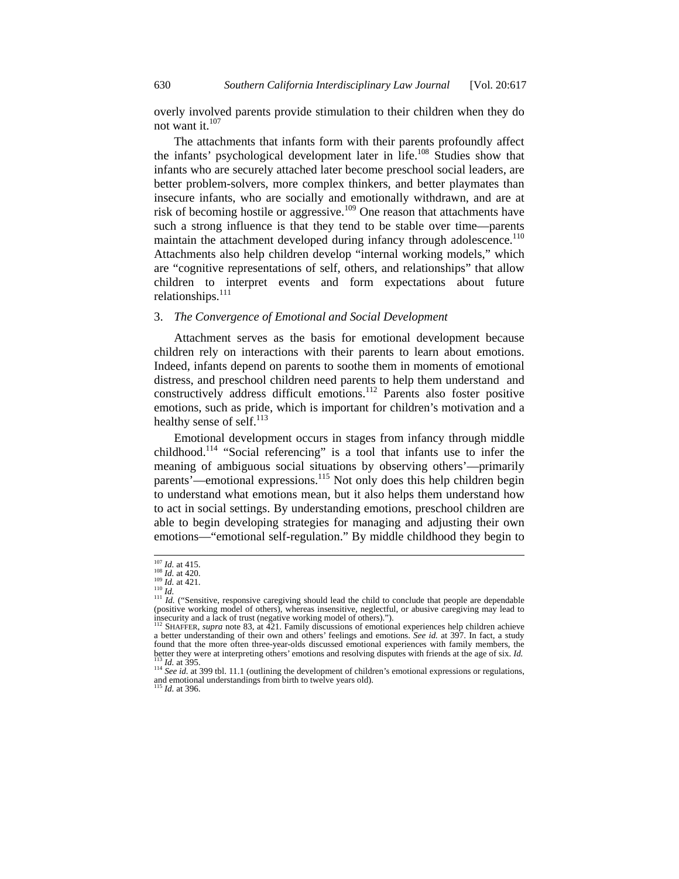overly involved parents provide stimulation to their children when they do not want it.[107]

The attachments that infants form with their parents profoundly affect the infants' psychological development later in life.[108] Studies show that infants who are securely attached later become preschool social leaders, are better problem-solvers, more complex thinkers, and better playmates than insecure infants, who are socially and emotionally withdrawn, and are at risk of becoming hostile or aggressive.[109] One reason that attachments have such a strong influence is that they tend to be stable over time—parents maintain the attachment developed during infancy through adolescence.[110] Attachments also help children develop "internal working models," which are "cognitive representations of self, others, and relationships" that allow children to interpret events and form expectations about future relationships.[111]

### 3. *The Convergence of Emotional and Social Development*

Attachment serves as the basis for emotional development because children rely on interactions with their parents to learn about emotions. Indeed, infants depend on parents to soothe them in moments of emotional distress, and preschool children need parents to help them understand and constructively address difficult emotions.[112] Parents also foster positive emotions, such as pride, which is important for children's motivation and a healthy sense of self.[113]

Emotional development occurs in stages from infancy through middle childhood.[114] "Social referencing" is a tool that infants use to infer the meaning of ambiguous social situations by observing others'—primarily parents'—emotional expressions.[115] Not only does this help children begin to understand what emotions mean, but it also helps them understand how to act in social settings. By understanding emotions, preschool children are able to begin developing strategies for managing and adjusting their own emotions—"emotional self-regulation." By middle childhood they begin to

---

[107] *Id.* at 415.

[108] *Id.* at 420.

[109] *Id.* at 421.

[110] *Id.*

[111] *Id.* ("Sensitive, responsive caregiving should lead the child to conclude that people are dependable (positive working model of others), whereas insensitive, neglectful, or abusive caregiving may lead to insecurity and a lack of trust (negative working model of others).").

[112] SHAFFER, *supra* note 83, at 421. Family discussions of emotional experiences help children achieve a better understanding of their own and others' feelings and emotions. *See id.* at 397. In fact, a study found that the more often three-year-olds discussed emotional experiences with family members, the better they were at interpreting others' emotions and resolving disputes with friends at the age of six. *Id.*

[113] *Id.* at 395.

[114] *See id.* at 399 tbl. 11.1 (outlining the development of children's emotional expressions or regulations, and emotional understandings from birth to twelve years old).

[115] *Id.* at 396.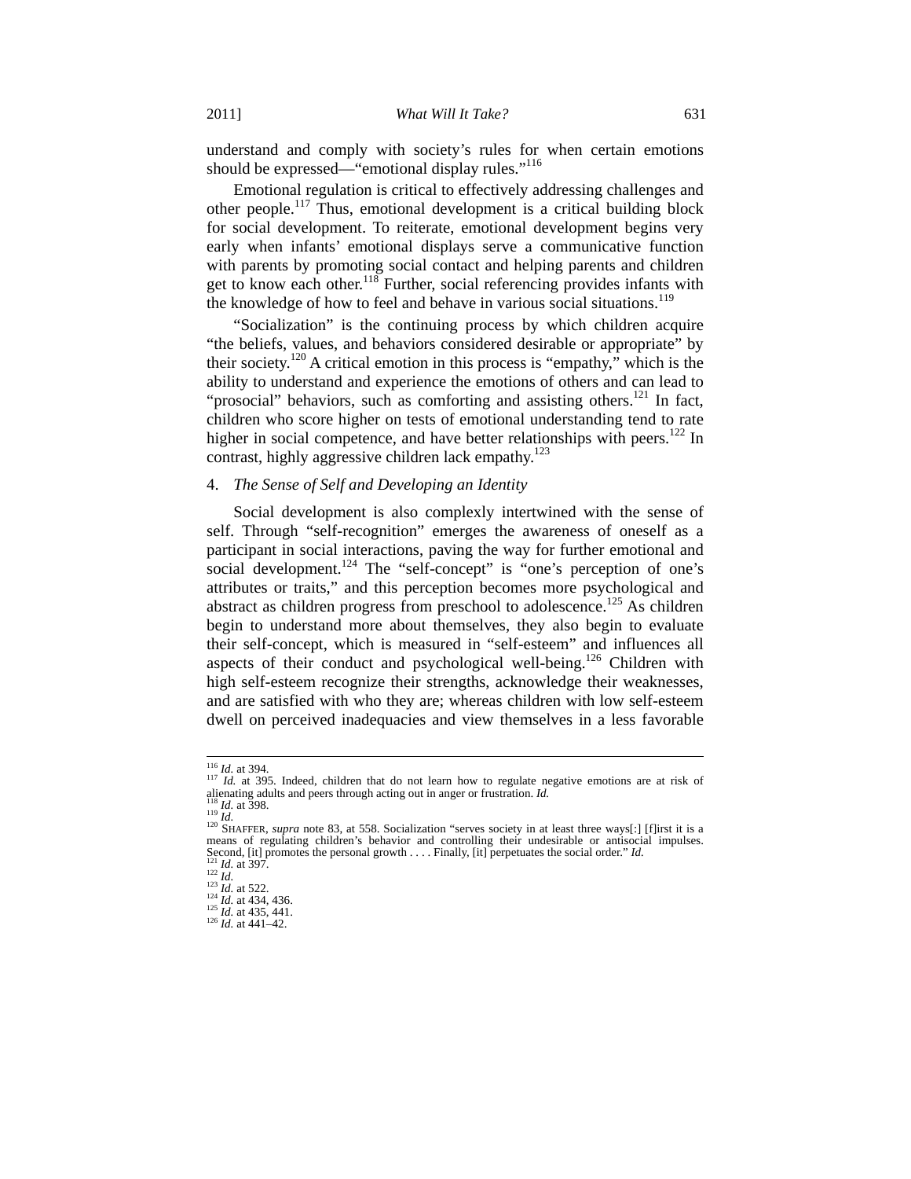understand and comply with society's rules for when certain emotions should be expressed—"emotional display rules."[116]

Emotional regulation is critical to effectively addressing challenges and other people.[117] Thus, emotional development is a critical building block for social development. To reiterate, emotional development begins very early when infants' emotional displays serve a communicative function with parents by promoting social contact and helping parents and children get to know each other.[118] Further, social referencing provides infants with the knowledge of how to feel and behave in various social situations.[119]

"Socialization" is the continuing process by which children acquire "the beliefs, values, and behaviors considered desirable or appropriate" by their society.[120] A critical emotion in this process is "empathy," which is the ability to understand and experience the emotions of others and can lead to "prosocial" behaviors, such as comforting and assisting others.[121] In fact, children who score higher on tests of emotional understanding tend to rate higher in social competence, and have better relationships with peers.[122] In contrast, highly aggressive children lack empathy.[123]

4. *The Sense of Self and Developing an Identity*

Social development is also complexly intertwined with the sense of self. Through "self-recognition" emerges the awareness of oneself as a participant in social interactions, paving the way for further emotional and social development.[124] The "self-concept" is "one's perception of one's attributes or traits," and this perception becomes more psychological and abstract as children progress from preschool to adolescence.[125] As children begin to understand more about themselves, they also begin to evaluate their self-concept, which is measured in "self-esteem" and influences all aspects of their conduct and psychological well-being.[126] Children with high self-esteem recognize their strengths, acknowledge their weaknesses, and are satisfied with who they are; whereas children with low self-esteem dwell on perceived inadequacies and view themselves in a less favorable

---

[116] *Id.* at 394.

[117] *Id.* at 395. Indeed, children that do not learn how to regulate negative emotions are at risk of alienating adults and peers through acting out in anger or frustration. *Id.*

[118] *Id.* at 398.

[119] *Id.*

[120] SHAFFER, *supra* note 83, at 558. Socialization "serves society in at least three ways[:] [f]irst it is a means of regulating children's behavior and controlling their undesirable or antisocial impulses. Second, [it] promotes the personal growth . . . . Finally, [it] perpetuates the social order." *Id.*

[121] *Id.* at 397.

[122] *Id.*

[123] *Id.* at 522.

[124] *Id.* at 434, 436.

[125] *Id.* at 435, 441.

[126] *Id.* at 441–42.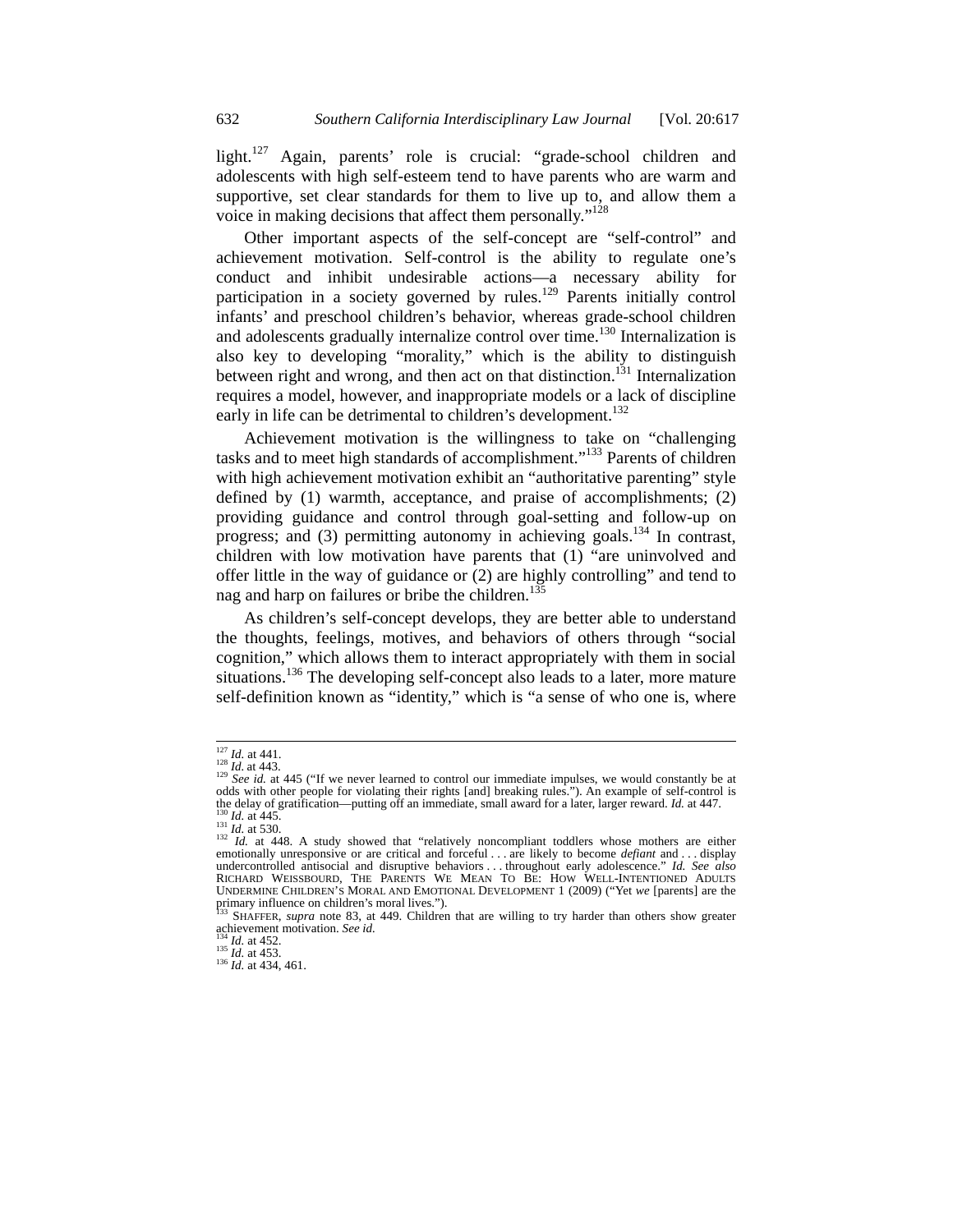light.[127] Again, parents' role is crucial: "grade-school children and adolescents with high self-esteem tend to have parents who are warm and supportive, set clear standards for them to live up to, and allow them a voice in making decisions that affect them personally."[128]

Other important aspects of the self-concept are "self-control" and achievement motivation. Self-control is the ability to regulate one's conduct and inhibit undesirable actions—a necessary ability for participation in a society governed by rules.[129] Parents initially control infants' and preschool children's behavior, whereas grade-school children and adolescents gradually internalize control over time.[130] Internalization is also key to developing "morality," which is the ability to distinguish between right and wrong, and then act on that distinction.[131] Internalization requires a model, however, and inappropriate models or a lack of discipline early in life can be detrimental to children's development.[132]

Achievement motivation is the willingness to take on "challenging tasks and to meet high standards of accomplishment."[133] Parents of children with high achievement motivation exhibit an "authoritative parenting" style defined by (1) warmth, acceptance, and praise of accomplishments; (2) providing guidance and control through goal-setting and follow-up on progress; and (3) permitting autonomy in achieving goals.[134] In contrast, children with low motivation have parents that (1) "are uninvolved and offer little in the way of guidance or (2) are highly controlling" and tend to nag and harp on failures or bribe the children.[135]

As children's self-concept develops, they are better able to understand the thoughts, feelings, motives, and behaviors of others through "social cognition," which allows them to interact appropriately with them in social situations.[136] The developing self-concept also leads to a later, more mature self-definition known as "identity," which is "a sense of who one is, where

---

[127] *Id.* at 441.

[128] *Id.* at 443.

[129] *See id.* at 445 ("If we never learned to control our immediate impulses, we would constantly be at odds with other people for violating their rights [and] breaking rules."). An example of self-control is the delay of gratification—putting off an immediate, small award for a later, larger reward. *Id.* at 447.

[130] *Id.* at 445.

[131] *Id.* at 530.

[132] *Id.* at 448. A study showed that "relatively noncompliant toddlers whose mothers are either emotionally unresponsive or are critical and forceful . . . are likely to become *defiant* and . . . display undercontrolled antisocial and disruptive behaviors . . . throughout early adolescence." *Id. See also* RICHARD WEISSBOURD, THE PARENTS WE MEAN TO BE: HOW WELL-INTENTIONED ADULTS UNDERMINE CHILDREN'S MORAL AND EMOTIONAL DEVELOPMENT 1 (2009) ("Yet *we* [parents] are the primary influence on children's moral lives.").

[133] SHAFFER, *supra* note 83, at 449. Children that are willing to try harder than others show greater achievement motivation. *See id.*

[134] *Id.* at 452.

[135] *Id.* at 453.

[136] *Id.* at 434, 461.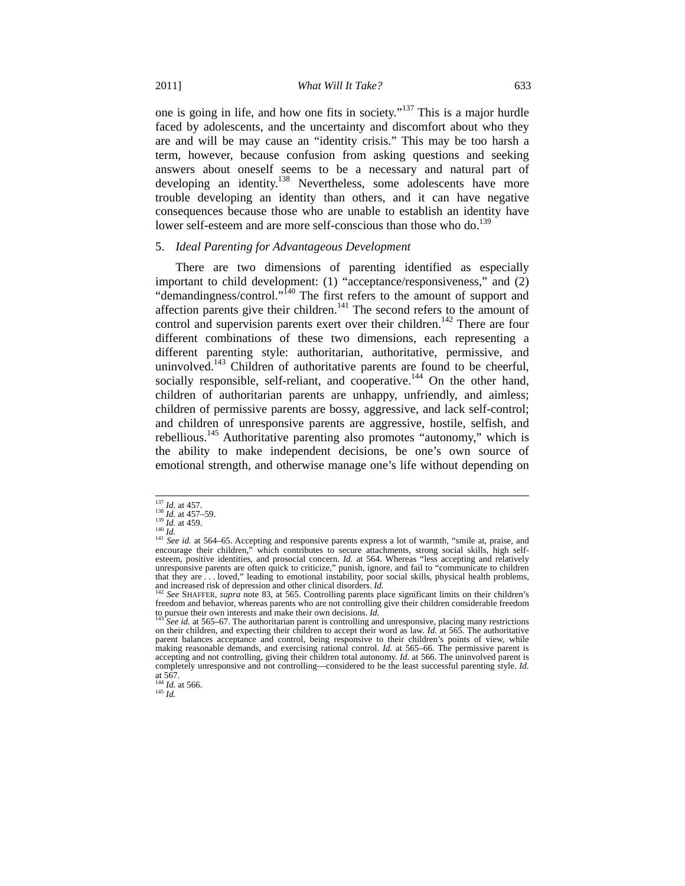one is going in life, and how one fits in society."[137] This is a major hurdle faced by adolescents, and the uncertainty and discomfort about who they are and will be may cause an "identity crisis." This may be too harsh a term, however, because confusion from asking questions and seeking answers about oneself seems to be a necessary and natural part of developing an identity.[138] Nevertheless, some adolescents have more trouble developing an identity than others, and it can have negative consequences because those who are unable to establish an identity have lower self-esteem and are more self-conscious than those who do.[139]

### 5. *Ideal Parenting for Advantageous Development*

There are two dimensions of parenting identified as especially important to child development: (1) "acceptance/responsiveness," and (2) "demandingness/control."[140] The first refers to the amount of support and affection parents give their children.[141] The second refers to the amount of control and supervision parents exert over their children.[142] There are four different combinations of these two dimensions, each representing a different parenting style: authoritarian, authoritative, permissive, and uninvolved.[143] Children of authoritative parents are found to be cheerful, socially responsible, self-reliant, and cooperative.[144] On the other hand, children of authoritarian parents are unhappy, unfriendly, and aimless; children of permissive parents are bossy, aggressive, and lack self-control; and children of unresponsive parents are aggressive, hostile, selfish, and rebellious.[145] Authoritative parenting also promotes "autonomy," which is the ability to make independent decisions, be one's own source of emotional strength, and otherwise manage one's life without depending on

---

[137] *Id.* at 457.
[138] *Id.* at 457–59.
[139] *Id.* at 459.
[140] *Id.*
[141] *See id.* at 564–65. Accepting and responsive parents express a lot of warmth, "smile at, praise, and encourage their children," which contributes to secure attachments, strong social skills, high self-esteem, positive identities, and prosocial concern. *Id.* at 564. Whereas "less accepting and relatively unresponsive parents are often quick to criticize," punish, ignore, and fail to "communicate to children that they are . . . loved," leading to emotional instability, poor social skills, physical health problems, and increased risk of depression and other clinical disorders. *Id.*
[142] *See* SHAFFER, *supra* note 83, at 565. Controlling parents place significant limits on their children's freedom and behavior, whereas parents who are not controlling give their children considerable freedom to pursue their own interests and make their own decisions. *Id.*
[143] *See id.* at 565–67. The authoritarian parent is controlling and unresponsive, placing many restrictions on their children, and expecting their children to accept their word as law. *Id.* at 565. The authoritative parent balances acceptance and control, being responsive to their children's points of view, while making reasonable demands, and exercising rational control. *Id.* at 565–66. The permissive parent is accepting and not controlling, giving their children total autonomy. *Id.* at 566. The uninvolved parent is completely unresponsive and not controlling—considered to be the least successful parenting style. *Id.* at 567.
[144] *Id.* at 566.
[145] *Id.*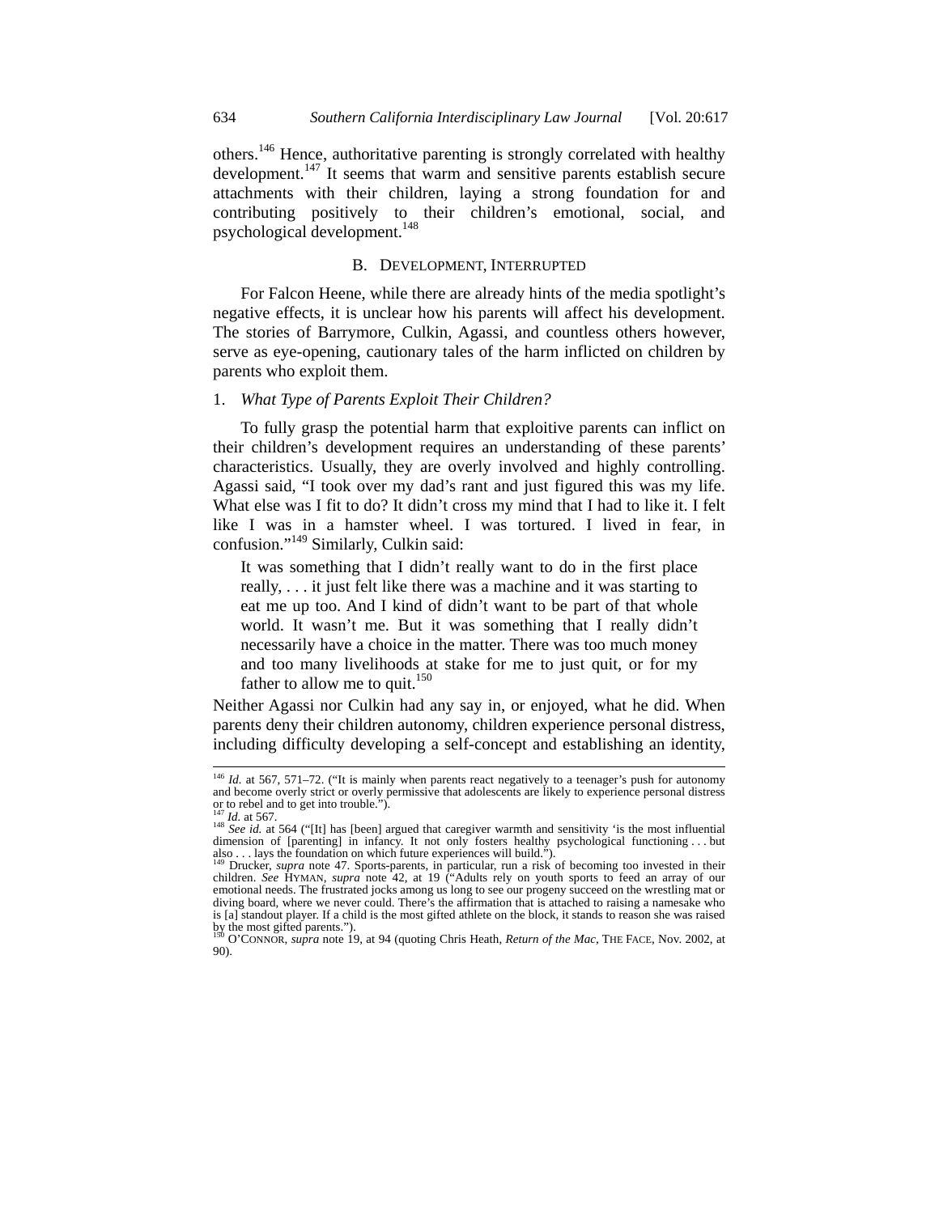others.[146] Hence, authoritative parenting is strongly correlated with healthy development.[147] It seems that warm and sensitive parents establish secure attachments with their children, laying a strong foundation for and contributing positively to their children's emotional, social, and psychological development.[148]

## B. Development, Interrupted

For Falcon Heene, while there are already hints of the media spotlight's negative effects, it is unclear how his parents will affect his development. The stories of Barrymore, Culkin, Agassi, and countless others however, serve as eye-opening, cautionary tales of the harm inflicted on children by parents who exploit them.

### 1. *What Type of Parents Exploit Their Children?*

To fully grasp the potential harm that exploitive parents can inflict on their children's development requires an understanding of these parents' characteristics. Usually, they are overly involved and highly controlling. Agassi said, "I took over my dad's rant and just figured this was my life. What else was I fit to do? It didn't cross my mind that I had to like it. I felt like I was in a hamster wheel. I was tortured. I lived in fear, in confusion."[149] Similarly, Culkin said:

> It was something that I didn't really want to do in the first place really, . . . it just felt like there was a machine and it was starting to eat me up too. And I kind of didn't want to be part of that whole world. It wasn't me. But it was something that I really didn't necessarily have a choice in the matter. There was too much money and too many livelihoods at stake for me to just quit, or for my father to allow me to quit.[150]

Neither Agassi nor Culkin had any say in, or enjoyed, what he did. When parents deny their children autonomy, children experience personal distress, including difficulty developing a self-concept and establishing an identity,

---

[146] *Id.* at 567, 571–72. ("It is mainly when parents react negatively to a teenager's push for autonomy and become overly strict or overly permissive that adolescents are likely to experience personal distress or to rebel and to get into trouble.").

[147] *Id.* at 567.

[148] *See id.* at 564 ("[It] has [been] argued that caregiver warmth and sensitivity 'is the most influential dimension of [parenting] in infancy. It not only fosters healthy psychological functioning . . . but also . . . lays the foundation on which future experiences will build.").

[149] Drucker, *supra* note 47. Sports-parents, in particular, run a risk of becoming too invested in their children. *See* HYMAN, *supra* note 42, at 19 ("Adults rely on youth sports to feed an array of our emotional needs. The frustrated jocks among us long to see our progeny succeed on the wrestling mat or diving board, where we never could. There's the affirmation that is attached to raising a namesake who is [a] standout player. If a child is the most gifted athlete on the block, it stands to reason she was raised by the most gifted parents.").

[150] O'CONNOR, *supra* note 19, at 94 (quoting Chris Heath, *Return of the Mac*, THE FACE, Nov. 2002, at 90).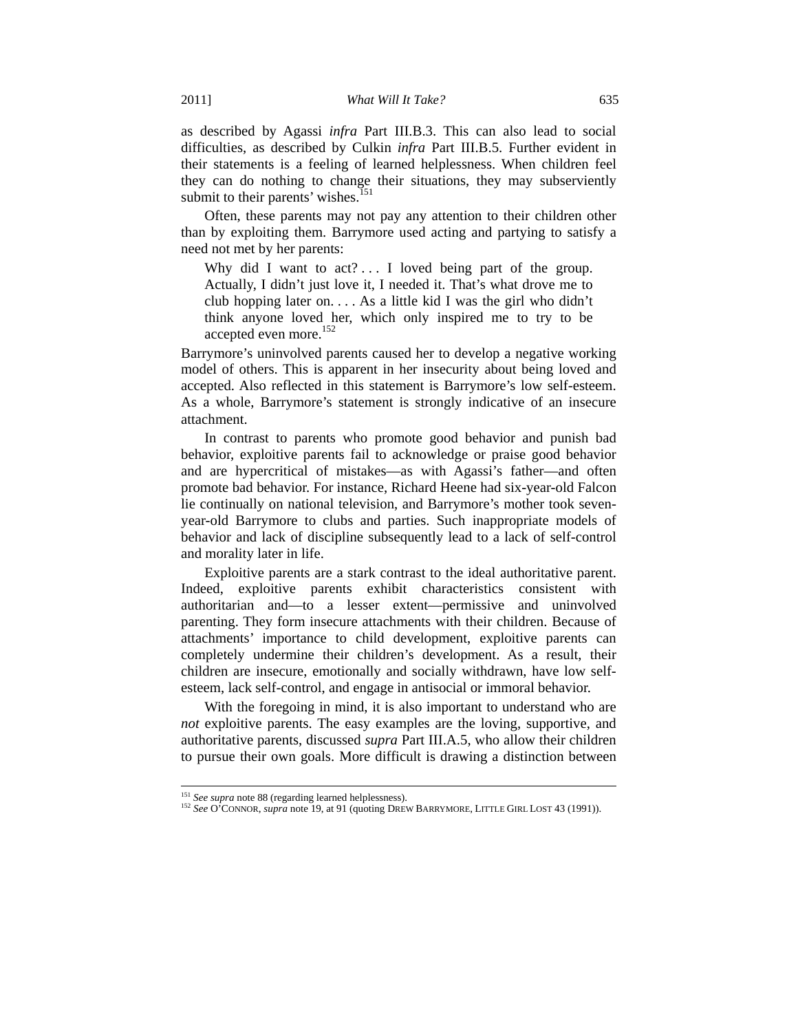as described by Agassi *infra* Part III.B.3. This can also lead to social difficulties, as described by Culkin *infra* Part III.B.5. Further evident in their statements is a feeling of learned helplessness. When children feel they can do nothing to change their situations, they may subserviently submit to their parents' wishes.[151]

Often, these parents may not pay any attention to their children other than by exploiting them. Barrymore used acting and partying to satisfy a need not met by her parents:

> Why did I want to act? . . . I loved being part of the group. Actually, I didn't just love it, I needed it. That's what drove me to club hopping later on. . . . As a little kid I was the girl who didn't think anyone loved her, which only inspired me to try to be accepted even more.[152]

Barrymore's uninvolved parents caused her to develop a negative working model of others. This is apparent in her insecurity about being loved and accepted. Also reflected in this statement is Barrymore's low self-esteem. As a whole, Barrymore's statement is strongly indicative of an insecure attachment.

In contrast to parents who promote good behavior and punish bad behavior, exploitive parents fail to acknowledge or praise good behavior and are hypercritical of mistakes—as with Agassi's father—and often promote bad behavior. For instance, Richard Heene had six-year-old Falcon lie continually on national television, and Barrymore's mother took seven-year-old Barrymore to clubs and parties. Such inappropriate models of behavior and lack of discipline subsequently lead to a lack of self-control and morality later in life.

Exploitive parents are a stark contrast to the ideal authoritative parent. Indeed, exploitive parents exhibit characteristics consistent with authoritarian and—to a lesser extent—permissive and uninvolved parenting. They form insecure attachments with their children. Because of attachments' importance to child development, exploitive parents can completely undermine their children's development. As a result, their children are insecure, emotionally and socially withdrawn, have low self-esteem, lack self-control, and engage in antisocial or immoral behavior.

With the foregoing in mind, it is also important to understand who are *not* exploitive parents. The easy examples are the loving, supportive, and authoritative parents, discussed *supra* Part III.A.5, who allow their children to pursue their own goals. More difficult is drawing a distinction between

---

[151] *See supra* note 88 (regarding learned helplessness).

[152] *See* O'CONNOR, *supra* note 19, at 91 (quoting DREW BARRYMORE, LITTLE GIRL LOST 43 (1991)).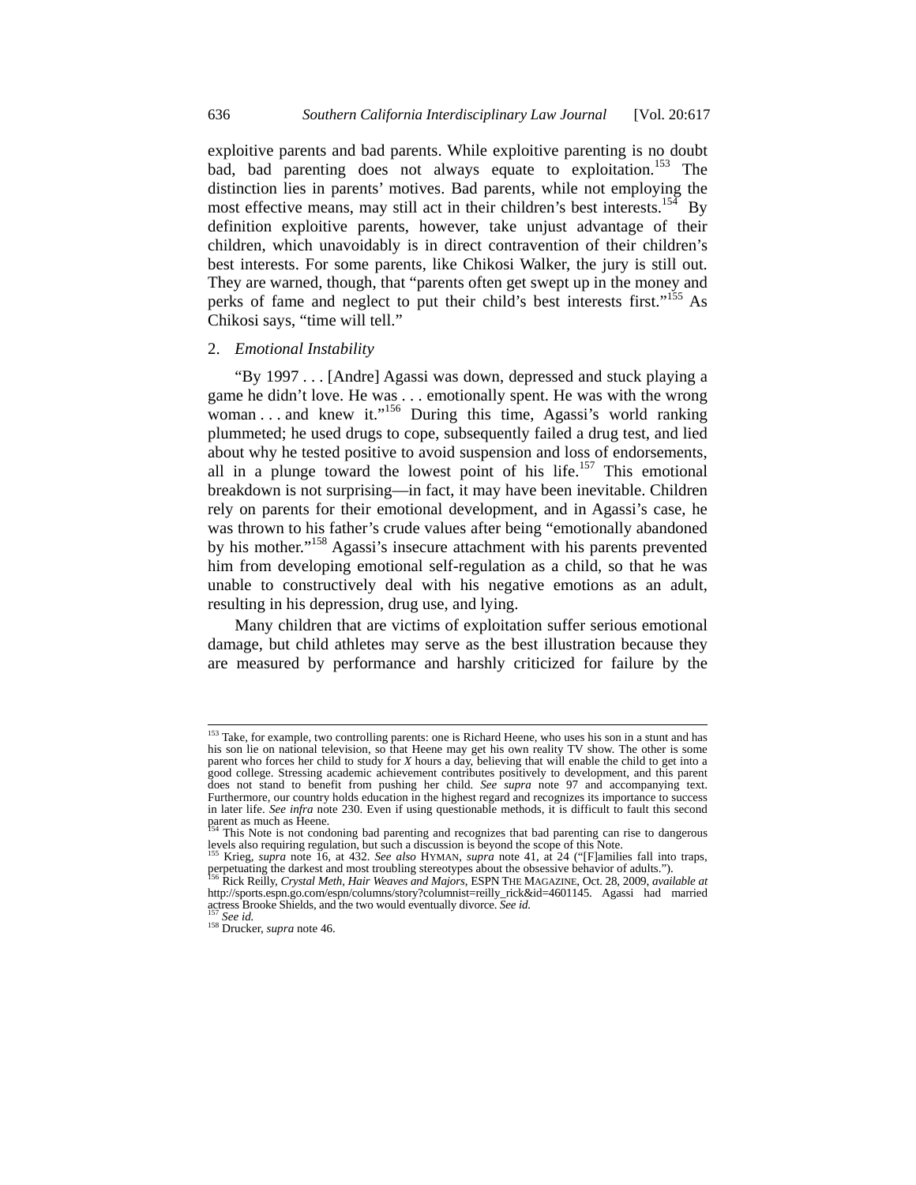exploitive parents and bad parents. While exploitive parenting is no doubt bad, bad parenting does not always equate to exploitation.[153] The distinction lies in parents' motives. Bad parents, while not employing the most effective means, may still act in their children's best interests.[154] By definition exploitive parents, however, take unjust advantage of their children, which unavoidably is in direct contravention of their children's best interests. For some parents, like Chikosi Walker, the jury is still out. They are warned, though, that "parents often get swept up in the money and perks of fame and neglect to put their child's best interests first."[155] As Chikosi says, "time will tell."

2. *Emotional Instability*

"By 1997 . . . [Andre] Agassi was down, depressed and stuck playing a game he didn't love. He was . . . emotionally spent. He was with the wrong woman . . . and knew it."[156] During this time, Agassi's world ranking plummeted; he used drugs to cope, subsequently failed a drug test, and lied about why he tested positive to avoid suspension and loss of endorsements, all in a plunge toward the lowest point of his life.[157] This emotional breakdown is not surprising—in fact, it may have been inevitable. Children rely on parents for their emotional development, and in Agassi's case, he was thrown to his father's crude values after being "emotionally abandoned by his mother."[158] Agassi's insecure attachment with his parents prevented him from developing emotional self-regulation as a child, so that he was unable to constructively deal with his negative emotions as an adult, resulting in his depression, drug use, and lying.

Many children that are victims of exploitation suffer serious emotional damage, but child athletes may serve as the best illustration because they are measured by performance and harshly criticized for failure by the

---

[153] Take, for example, two controlling parents: one is Richard Heene, who uses his son in a stunt and has his son lie on national television, so that Heene may get his own reality TV show. The other is some parent who forces her child to study for *X* hours a day, believing that will enable the child to get into a good college. Stressing academic achievement contributes positively to development, and this parent does not stand to benefit from pushing her child. *See supra* note 97 and accompanying text. Furthermore, our country holds education in the highest regard and recognizes its importance to success in later life. *See infra* note 230. Even if using questionable methods, it is difficult to fault this second parent as much as Heene.

[154] This Note is not condoning bad parenting and recognizes that bad parenting can rise to dangerous levels also requiring regulation, but such a discussion is beyond the scope of this Note.

[155] Krieg, *supra* note 16, at 432. *See also* HYMAN, *supra* note 41, at 24 ("[F]amilies fall into traps, perpetuating the darkest and most troubling stereotypes about the obsessive behavior of adults.").

[156] Rick Reilly, *Crystal Meth, Hair Weaves and Majors*, ESPN THE MAGAZINE, Oct. 28, 2009, *available at* http://sports.espn.go.com/espn/columns/story?columnist=reilly_rick&id=4601145. Agassi had married actress Brooke Shields, and the two would eventually divorce. *See id.*

[157] *See id.*

[158] Drucker, *supra* note 46.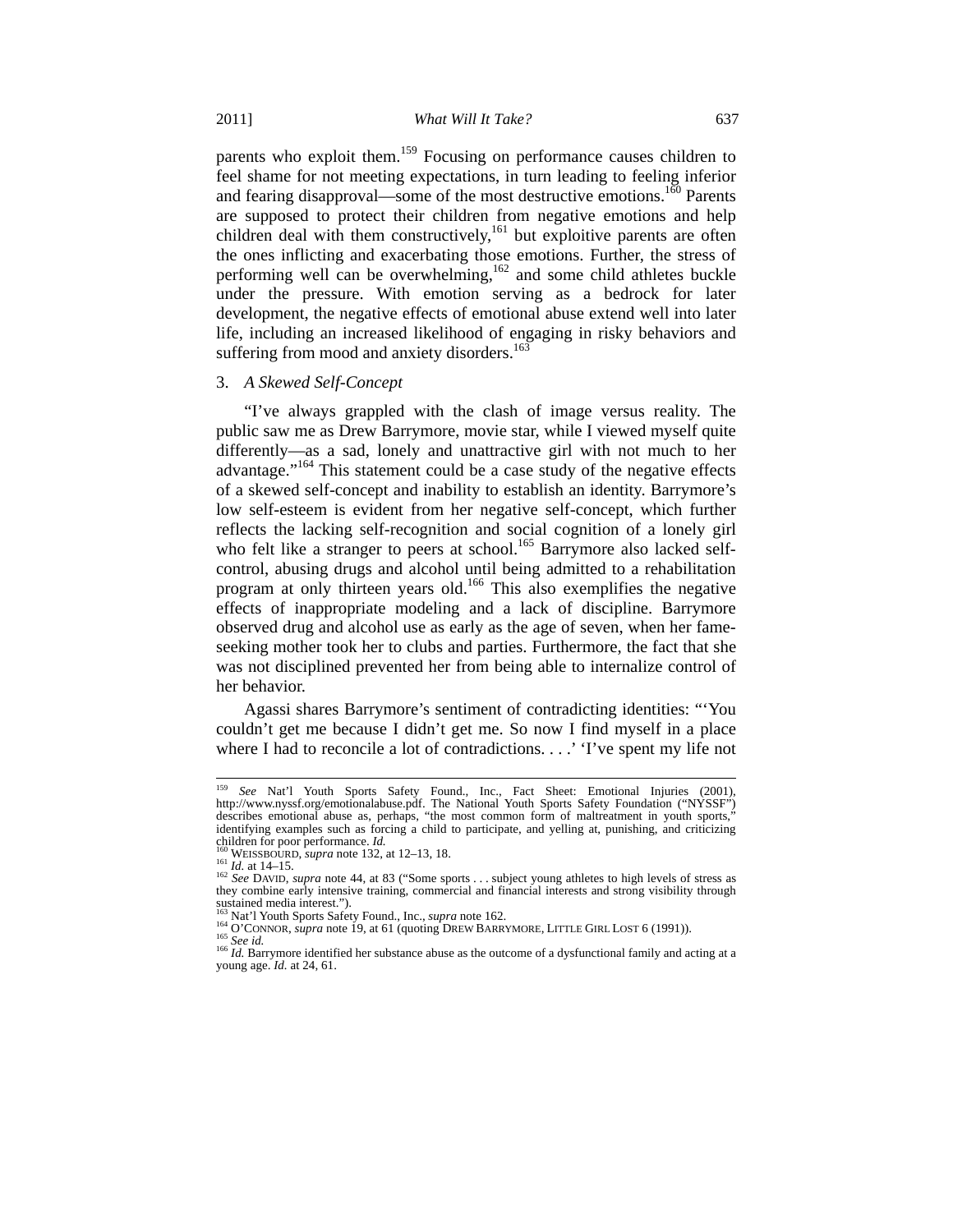parents who exploit them.[159] Focusing on performance causes children to feel shame for not meeting expectations, in turn leading to feeling inferior and fearing disapproval—some of the most destructive emotions.[160] Parents are supposed to protect their children from negative emotions and help children deal with them constructively,[161] but exploitive parents are often the ones inflicting and exacerbating those emotions. Further, the stress of performing well can be overwhelming,[162] and some child athletes buckle under the pressure. With emotion serving as a bedrock for later development, the negative effects of emotional abuse extend well into later life, including an increased likelihood of engaging in risky behaviors and suffering from mood and anxiety disorders.[163]

### 3. *A Skewed Self-Concept*

"I've always grappled with the clash of image versus reality. The public saw me as Drew Barrymore, movie star, while I viewed myself quite differently—as a sad, lonely and unattractive girl with not much to her advantage."[164] This statement could be a case study of the negative effects of a skewed self-concept and inability to establish an identity. Barrymore's low self-esteem is evident from her negative self-concept, which further reflects the lacking self-recognition and social cognition of a lonely girl who felt like a stranger to peers at school.[165] Barrymore also lacked self-control, abusing drugs and alcohol until being admitted to a rehabilitation program at only thirteen years old.[166] This also exemplifies the negative effects of inappropriate modeling and a lack of discipline. Barrymore observed drug and alcohol use as early as the age of seven, when her fame-seeking mother took her to clubs and parties. Furthermore, the fact that she was not disciplined prevented her from being able to internalize control of her behavior.

Agassi shares Barrymore's sentiment of contradicting identities: "'You couldn't get me because I didn't get me. So now I find myself in a place where I had to reconcile a lot of contradictions. . . .' 'I've spent my life not

---

[159] *See* Nat'l Youth Sports Safety Found., Inc., Fact Sheet: Emotional Injuries (2001), http://www.nyssf.org/emotionalabuse.pdf. The National Youth Sports Safety Foundation ("NYSSF") describes emotional abuse as, perhaps, "the most common form of maltreatment in youth sports," identifying examples such as forcing a child to participate, and yelling at, punishing, and criticizing children for poor performance. *Id.*

[160] WEISSBOURD, *supra* note 132, at 12–13, 18.

[161] *Id.* at 14–15.

[162] *See* DAVID, *supra* note 44, at 83 ("Some sports . . . subject young athletes to high levels of stress as they combine early intensive training, commercial and financial interests and strong visibility through sustained media interest.").

[163] Nat'l Youth Sports Safety Found., Inc., *supra* note 162.

[164] O'CONNOR, *supra* note 19, at 61 (quoting DREW BARRYMORE, LITTLE GIRL LOST 6 (1991)).

[165] *See id.*

[166] *Id.* Barrymore identified her substance abuse as the outcome of a dysfunctional family and acting at a young age. *Id.* at 24, 61.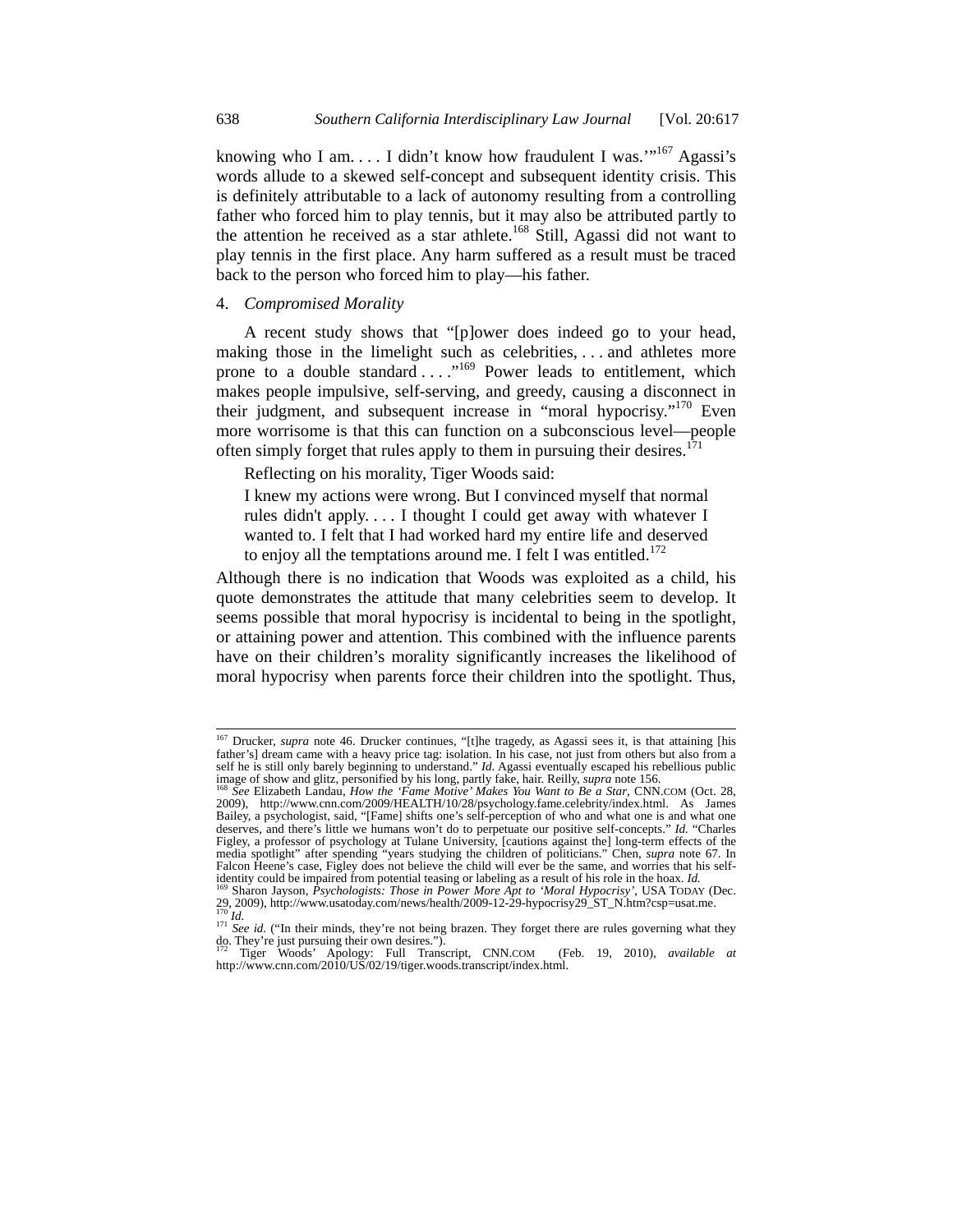knowing who I am. . . . I didn't know how fraudulent I was.'"[167] Agassi's words allude to a skewed self-concept and subsequent identity crisis. This is definitely attributable to a lack of autonomy resulting from a controlling father who forced him to play tennis, but it may also be attributed partly to the attention he received as a star athlete.[168] Still, Agassi did not want to play tennis in the first place. Any harm suffered as a result must be traced back to the person who forced him to play—his father.

4. *Compromised Morality*

A recent study shows that "[p]ower does indeed go to your head, making those in the limelight such as celebrities, . . . and athletes more prone to a double standard . . . ."[169] Power leads to entitlement, which makes people impulsive, self-serving, and greedy, causing a disconnect in their judgment, and subsequent increase in "moral hypocrisy."[170] Even more worrisome is that this can function on a subconscious level—people often simply forget that rules apply to them in pursuing their desires.[171]

Reflecting on his morality, Tiger Woods said:

> I knew my actions were wrong. But I convinced myself that normal rules didn't apply. . . . I thought I could get away with whatever I wanted to. I felt that I had worked hard my entire life and deserved to enjoy all the temptations around me. I felt I was entitled.[172]

Although there is no indication that Woods was exploited as a child, his quote demonstrates the attitude that many celebrities seem to develop. It seems possible that moral hypocrisy is incidental to being in the spotlight, or attaining power and attention. This combined with the influence parents have on their children's morality significantly increases the likelihood of moral hypocrisy when parents force their children into the spotlight. Thus,

---

[167] Drucker, *supra* note 46. Drucker continues, "[t]he tragedy, as Agassi sees it, is that attaining [his father's] dream came with a heavy price tag: isolation. In his case, not just from others but also from a self he is still only barely beginning to understand." *Id.* Agassi eventually escaped his rebellious public image of show and glitz, personified by his long, partly fake, hair. Reilly, *supra* note 156.

[168] *See* Elizabeth Landau, *How the 'Fame Motive' Makes You Want to Be a Star*, CNN.COM (Oct. 28, 2009), http://www.cnn.com/2009/HEALTH/10/28/psychology.fame.celebrity/index.html. As James Bailey, a psychologist, said, "[Fame] shifts one's self-perception of who and what one is and what one deserves, and there's little we humans won't do to perpetuate our positive self-concepts." *Id.* "Charles Figley, a professor of psychology at Tulane University, [cautions against the] long-term effects of the media spotlight" after spending "years studying the children of politicians." Chen, *supra* note 67. In Falcon Heene's case, Figley does not believe the child will ever be the same, and worries that his self-identity could be impaired from potential teasing or labeling as a result of his role in the hoax. *Id.*

[169] Sharon Jayson, *Psychologists: Those in Power More Apt to 'Moral Hypocrisy'*, USA TODAY (Dec. 29, 2009), http://www.usatoday.com/news/health/2009-12-29-hypocrisy29_ST_N.htm?csp=usat.me.

[170] *Id.*

[171] *See id.* ("In their minds, they're not being brazen. They forget there are rules governing what they do. They're just pursuing their own desires.").

[172] Tiger Woods' Apology: Full Transcript, CNN.COM (Feb. 19, 2010), *available at* http://www.cnn.com/2010/US/02/19/tiger.woods.transcript/index.html.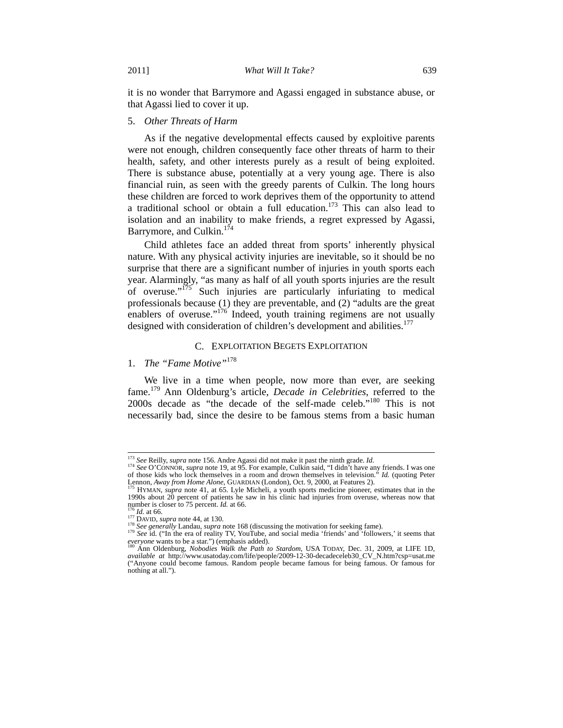it is no wonder that Barrymore and Agassi engaged in substance abuse, or that Agassi lied to cover it up.

### 5. *Other Threats of Harm*

As if the negative developmental effects caused by exploitive parents were not enough, children consequently face other threats of harm to their health, safety, and other interests purely as a result of being exploited. There is substance abuse, potentially at a very young age. There is also financial ruin, as seen with the greedy parents of Culkin. The long hours these children are forced to work deprives them of the opportunity to attend a traditional school or obtain a full education.[173] This can also lead to isolation and an inability to make friends, a regret expressed by Agassi, Barrymore, and Culkin.[174]

Child athletes face an added threat from sports' inherently physical nature. With any physical activity injuries are inevitable, so it should be no surprise that there are a significant number of injuries in youth sports each year. Alarmingly, "as many as half of all youth sports injuries are the result of overuse."[175] Such injuries are particularly infuriating to medical professionals because (1) they are preventable, and (2) "adults are the great enablers of overuse."[176] Indeed, youth training regimens are not usually designed with consideration of children's development and abilities.[177]

## C. Exploitation Begets Exploitation

### 1. *The "Fame Motive"*[178]

We live in a time when people, now more than ever, are seeking fame.[179] Ann Oldenburg's article, *Decade in Celebrities*, referred to the 2000s decade as "the decade of the self-made celeb."[180] This is not necessarily bad, since the desire to be famous stems from a basic human

---

[173] *See* Reilly, *supra* note 156. Andre Agassi did not make it past the ninth grade. *Id.*

[174] *See* O'Connor, *supra* note 19, at 95. For example, Culkin said, "I didn't have any friends. I was one of those kids who lock themselves in a room and drown themselves in television." *Id.* (quoting Peter Lennon, *Away from Home Alone*, Guardian (London), Oct. 9, 2000, at Features 2).

[175] Hyman, *supra* note 41, at 65. Lyle Micheli, a youth sports medicine pioneer, estimates that in the 1990s about 20 percent of patients he saw in his clinic had injuries from overuse, whereas now that number is closer to 75 percent. *Id.* at 66.

[176] *Id.* at 66.

[177] David, *supra* note 44, at 130.

[178] *See generally* Landau, *supra* note 168 (discussing the motivation for seeking fame).

[179] *See* id. ("In the era of reality TV, YouTube, and social media 'friends' and 'followers,' it seems that *everyone* wants to be a star.") (emphasis added).

[180] Ann Oldenburg, *Nobodies Walk the Path to Stardom*, USA Today, Dec. 31, 2009, at LIFE 1D, *available at* http://www.usatoday.com/life/people/2009-12-30-decadeceleb30_CV_N.htm?csp=usat.me ("Anyone could become famous. Random people became famous for being famous. Or famous for nothing at all.").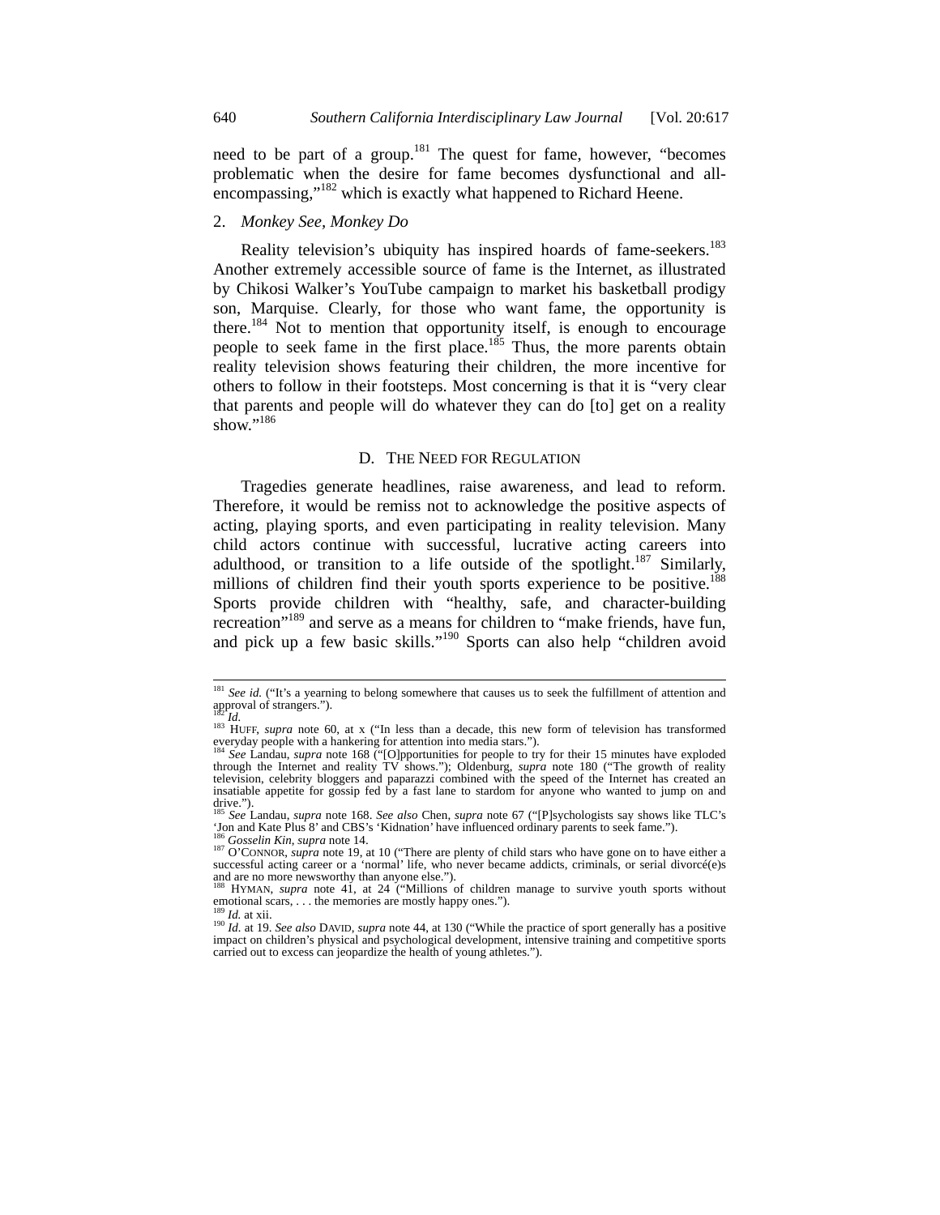need to be part of a group.[181] The quest for fame, however, "becomes problematic when the desire for fame becomes dysfunctional and all-encompassing,"[182] which is exactly what happened to Richard Heene.

### 2. *Monkey See, Monkey Do*

Reality television's ubiquity has inspired hoards of fame-seekers.[183] Another extremely accessible source of fame is the Internet, as illustrated by Chikosi Walker's YouTube campaign to market his basketball prodigy son, Marquise. Clearly, for those who want fame, the opportunity is there.[184] Not to mention that opportunity itself, is enough to encourage people to seek fame in the first place.[185] Thus, the more parents obtain reality television shows featuring their children, the more incentive for others to follow in their footsteps. Most concerning is that it is "very clear that parents and people will do whatever they can do [to] get on a reality show."[186]

## D. The Need for Regulation

Tragedies generate headlines, raise awareness, and lead to reform. Therefore, it would be remiss not to acknowledge the positive aspects of acting, playing sports, and even participating in reality television. Many child actors continue with successful, lucrative acting careers into adulthood, or transition to a life outside of the spotlight.[187] Similarly, millions of children find their youth sports experience to be positive.[188] Sports provide children with "healthy, safe, and character-building recreation"[189] and serve as a means for children to "make friends, have fun, and pick up a few basic skills."[190] Sports can also help "children avoid

---

[181] *See id.* ("It's a yearning to belong somewhere that causes us to seek the fulfillment of attention and approval of strangers.").

[182] *Id.*

[183] Huff, *supra* note 60, at x ("In less than a decade, this new form of television has transformed everyday people with a hankering for attention into media stars.").

[184] *See* Landau, *supra* note 168 ("[O]pportunities for people to try for their 15 minutes have exploded through the Internet and reality TV shows."); Oldenburg, *supra* note 180 ("The growth of reality television, celebrity bloggers and paparazzi combined with the speed of the Internet has created an insatiable appetite for gossip fed by a fast lane to stardom for anyone who wanted to jump on and drive.").

[185] *See* Landau, *supra* note 168. *See also* Chen, *supra* note 67 ("[P]sychologists say shows like TLC's 'Jon and Kate Plus 8' and CBS's 'Kidnation' have influenced ordinary parents to seek fame.").

[186] *Gosselin Kin*, *supra* note 14.

[187] O'Connor, *supra* note 19, at 10 ("There are plenty of child stars who have gone on to have either a successful acting career or a 'normal' life, who never became addicts, criminals, or serial divorcé(e)s and are no more newsworthy than anyone else.").

[188] Hyman, *supra* note 41, at 24 ("Millions of children manage to survive youth sports without emotional scars, . . . the memories are mostly happy ones.").

[189] *Id.* at xii.

[190] *Id.* at 19. *See also* David, *supra* note 44, at 130 ("While the practice of sport generally has a positive impact on children's physical and psychological development, intensive training and competitive sports carried out to excess can jeopardize the health of young athletes.").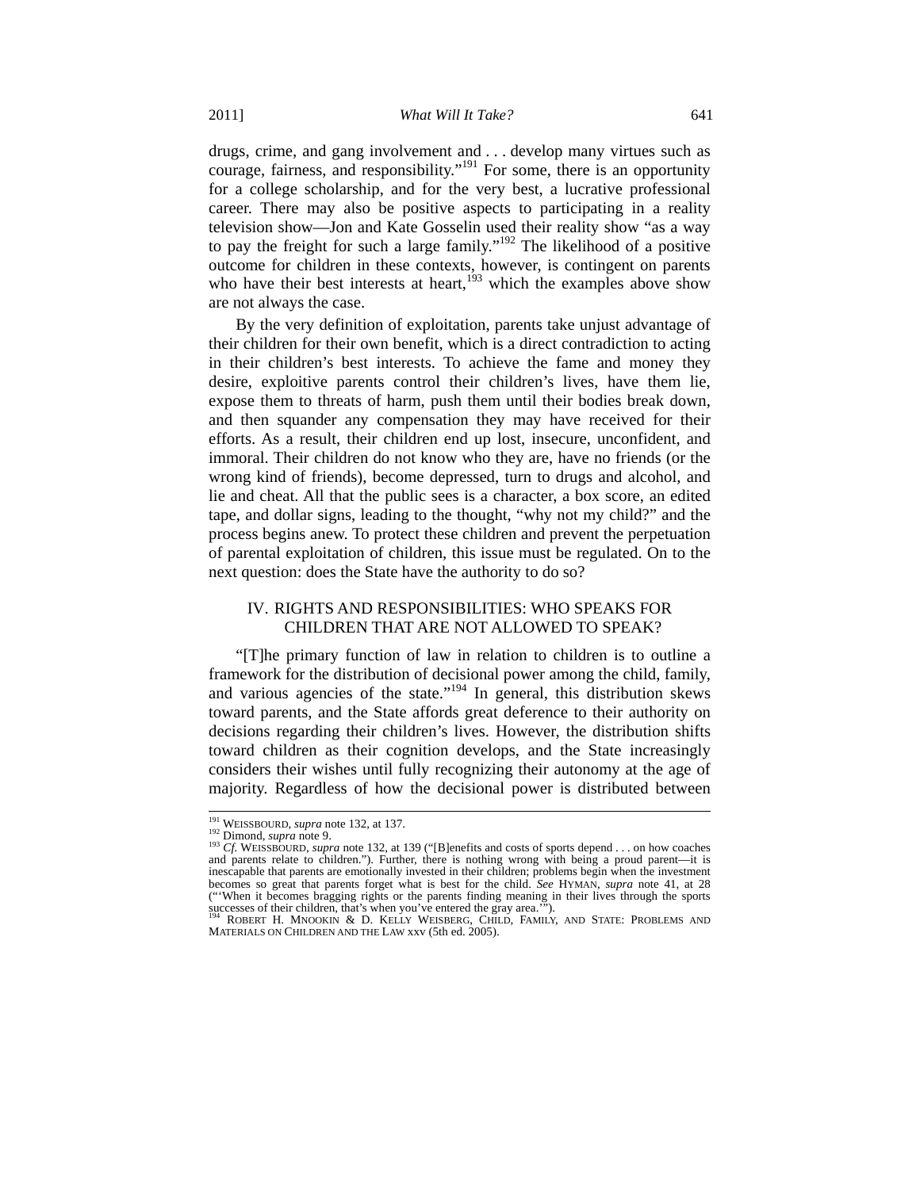drugs, crime, and gang involvement and . . . develop many virtues such as courage, fairness, and responsibility."[191] For some, there is an opportunity for a college scholarship, and for the very best, a lucrative professional career. There may also be positive aspects to participating in a reality television show—Jon and Kate Gosselin used their reality show "as a way to pay the freight for such a large family."[192] The likelihood of a positive outcome for children in these contexts, however, is contingent on parents who have their best interests at heart,[193] which the examples above show are not always the case.

By the very definition of exploitation, parents take unjust advantage of their children for their own benefit, which is a direct contradiction to acting in their children's best interests. To achieve the fame and money they desire, exploitive parents control their children's lives, have them lie, expose them to threats of harm, push them until their bodies break down, and then squander any compensation they may have received for their efforts. As a result, their children end up lost, insecure, unconfident, and immoral. Their children do not know who they are, have no friends (or the wrong kind of friends), become depressed, turn to drugs and alcohol, and lie and cheat. All that the public sees is a character, a box score, an edited tape, and dollar signs, leading to the thought, "why not my child?" and the process begins anew. To protect these children and prevent the perpetuation of parental exploitation of children, this issue must be regulated. On to the next question: does the State have the authority to do so?

## IV. RIGHTS AND RESPONSIBILITIES: WHO SPEAKS FOR CHILDREN THAT ARE NOT ALLOWED TO SPEAK?

"[T]he primary function of law in relation to children is to outline a framework for the distribution of decisional power among the child, family, and various agencies of the state."[194] In general, this distribution skews toward parents, and the State affords great deference to their authority on decisions regarding their children's lives. However, the distribution shifts toward children as their cognition develops, and the State increasingly considers their wishes until fully recognizing their autonomy at the age of majority. Regardless of how the decisional power is distributed between

---

[191] WEISSBOURD, *supra* note 132, at 137.

[192] Dimond, *supra* note 9.

[193] *Cf.* WEISSBOURD, *supra* note 132, at 139 ("[B]enefits and costs of sports depend . . . on how coaches and parents relate to children."). Further, there is nothing wrong with being a proud parent—it is inescapable that parents are emotionally invested in their children; problems begin when the investment becomes so great that parents forget what is best for the child. *See* HYMAN, *supra* note 41, at 28 ("'When it becomes bragging rights or the parents finding meaning in their lives through the sports successes of their children, that's when you've entered the gray area.'").

[194] ROBERT H. MNOOKIN & D. KELLY WEISBERG, CHILD, FAMILY, AND STATE: PROBLEMS AND MATERIALS ON CHILDREN AND THE LAW xxv (5th ed. 2005).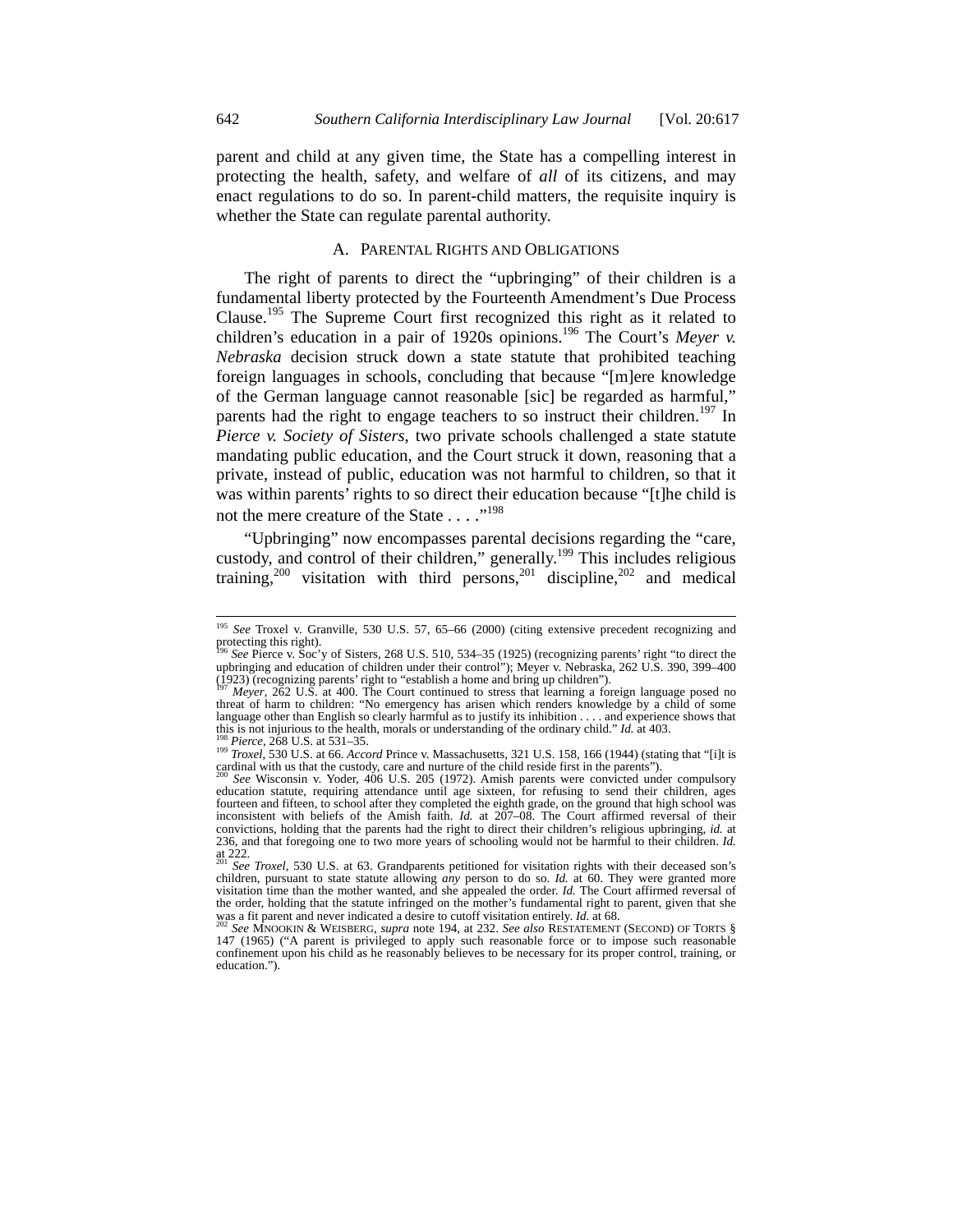parent and child at any given time, the State has a compelling interest in protecting the health, safety, and welfare of *all* of its citizens, and may enact regulations to do so. In parent-child matters, the requisite inquiry is whether the State can regulate parental authority.

### A. Parental Rights and Obligations

The right of parents to direct the "upbringing" of their children is a fundamental liberty protected by the Fourteenth Amendment's Due Process Clause.[195] The Supreme Court first recognized this right as it related to children's education in a pair of 1920s opinions.[196] The Court's *Meyer v. Nebraska* decision struck down a state statute that prohibited teaching foreign languages in schools, concluding that because "[m]ere knowledge of the German language cannot reasonable [sic] be regarded as harmful," parents had the right to engage teachers to so instruct their children.[197] In *Pierce v. Society of Sisters*, two private schools challenged a state statute mandating public education, and the Court struck it down, reasoning that a private, instead of public, education was not harmful to children, so that it was within parents' rights to so direct their education because "[t]he child is not the mere creature of the State . . . ."[198]

"Upbringing" now encompasses parental decisions regarding the "care, custody, and control of their children," generally.[199] This includes religious training,[200] visitation with third persons,[201] discipline,[202] and medical

---

[195] *See* Troxel v. Granville, 530 U.S. 57, 65–66 (2000) (citing extensive precedent recognizing and protecting this right).

[196] *See* Pierce v. Soc'y of Sisters, 268 U.S. 510, 534–35 (1925) (recognizing parents' right "to direct the upbringing and education of children under their control"); Meyer v. Nebraska, 262 U.S. 390, 399–400 (1923) (recognizing parents' right to "establish a home and bring up children").

[197] *Meyer*, 262 U.S. at 400. The Court continued to stress that learning a foreign language posed no threat of harm to children: "No emergency has arisen which renders knowledge by a child of some language other than English so clearly harmful as to justify its inhibition . . . . and experience shows that this is not injurious to the health, morals or understanding of the ordinary child." *Id.* at 403.

[198] *Pierce*, 268 U.S. at 531–35.

[199] *Troxel*, 530 U.S. at 66. *Accord* Prince v. Massachusetts, 321 U.S. 158, 166 (1944) (stating that "[i]t is cardinal with us that the custody, care and nurture of the child reside first in the parents").

[200] *See* Wisconsin v. Yoder, 406 U.S. 205 (1972). Amish parents were convicted under compulsory education statute, requiring attendance until age sixteen, for refusing to send their children, ages fourteen and fifteen, to school after they completed the eighth grade, on the ground that high school was inconsistent with beliefs of the Amish faith. *Id.* at 207–08. The Court affirmed reversal of their convictions, holding that the parents had the right to direct their children's religious upbringing, *id.* at 236, and that foregoing one to two more years of schooling would not be harmful to their children. *Id.* at 222.

[201] *See Troxel*, 530 U.S. at 63. Grandparents petitioned for visitation rights with their deceased son's children, pursuant to state statute allowing *any* person to do so. *Id.* at 60. They were granted more visitation time than the mother wanted, and she appealed the order. *Id.* The Court affirmed reversal of the order, holding that the statute infringed on the mother's fundamental right to parent, given that she was a fit parent and never indicated a desire to cutoff visitation entirely. *Id.* at 68.

[202] *See* Mnookin & Weisberg, *supra* note 194, at 232. *See also* Restatement (Second) of Torts § 147 (1965) ("A parent is privileged to apply such reasonable force or to impose such reasonable confinement upon his child as he reasonably believes to be necessary for its proper control, training, or education.").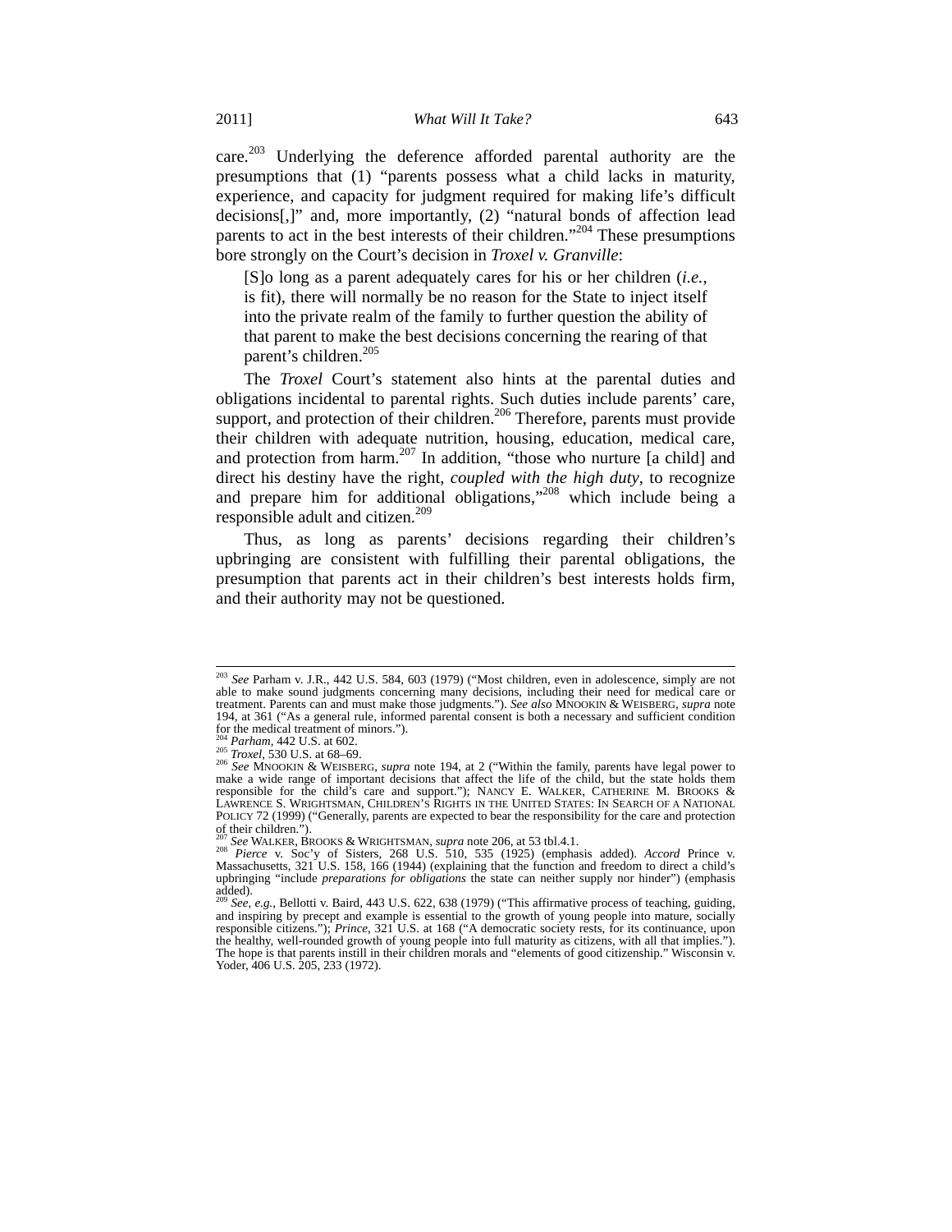care.[203] Underlying the deference afforded parental authority are the presumptions that (1) "parents possess what a child lacks in maturity, experience, and capacity for judgment required for making life's difficult decisions[,]" and, more importantly, (2) "natural bonds of affection lead parents to act in the best interests of their children."[204] These presumptions bore strongly on the Court's decision in *Troxel v. Granville*:

> [S]o long as a parent adequately cares for his or her children (*i.e.*, is fit), there will normally be no reason for the State to inject itself into the private realm of the family to further question the ability of that parent to make the best decisions concerning the rearing of that parent's children.[205]

The *Troxel* Court's statement also hints at the parental duties and obligations incidental to parental rights. Such duties include parents' care, support, and protection of their children.[206] Therefore, parents must provide their children with adequate nutrition, housing, education, medical care, and protection from harm.[207] In addition, "those who nurture [a child] and direct his destiny have the right, *coupled with the high duty*, to recognize and prepare him for additional obligations,"[208] which include being a responsible adult and citizen.[209]

Thus, as long as parents' decisions regarding their children's upbringing are consistent with fulfilling their parental obligations, the presumption that parents act in their children's best interests holds firm, and their authority may not be questioned.

---

[203] *See* Parham v. J.R., 442 U.S. 584, 603 (1979) ("Most children, even in adolescence, simply are not able to make sound judgments concerning many decisions, including their need for medical care or treatment. Parents can and must make those judgments."). *See also* MNOOKIN & WEISBERG, *supra* note 194, at 361 ("As a general rule, informed parental consent is both a necessary and sufficient condition for the medical treatment of minors.").

[204] *Parham*, 442 U.S. at 602.

[205] *Troxel*, 530 U.S. at 68–69.

[206] *See* MNOOKIN & WEISBERG, *supra* note 194, at 2 ("Within the family, parents have legal power to make a wide range of important decisions that affect the life of the child, but the state holds them responsible for the child's care and support."); NANCY E. WALKER, CATHERINE M. BROOKS & LAWRENCE S. WRIGHTSMAN, CHILDREN'S RIGHTS IN THE UNITED STATES: IN SEARCH OF A NATIONAL POLICY 72 (1999) ("Generally, parents are expected to bear the responsibility for the care and protection of their children.").

[207] *See* WALKER, BROOKS & WRIGHTSMAN, *supra* note 206, at 53 tbl.4.1.

[208] *Pierce* v. Soc'y of Sisters, 268 U.S. 510, 535 (1925) (emphasis added). *Accord* Prince v. Massachusetts, 321 U.S. 158, 166 (1944) (explaining that the function and freedom to direct a child's upbringing "include *preparations for obligations* the state can neither supply nor hinder") (emphasis added).

[209] *See, e.g.*, Bellotti v. Baird, 443 U.S. 622, 638 (1979) ("This affirmative process of teaching, guiding, and inspiring by precept and example is essential to the growth of young people into mature, socially responsible citizens."); *Prince*, 321 U.S. at 168 ("A democratic society rests, for its continuance, upon the healthy, well-rounded growth of young people into full maturity as citizens, with all that implies."). The hope is that parents instill in their children morals and "elements of good citizenship." Wisconsin v. Yoder, 406 U.S. 205, 233 (1972).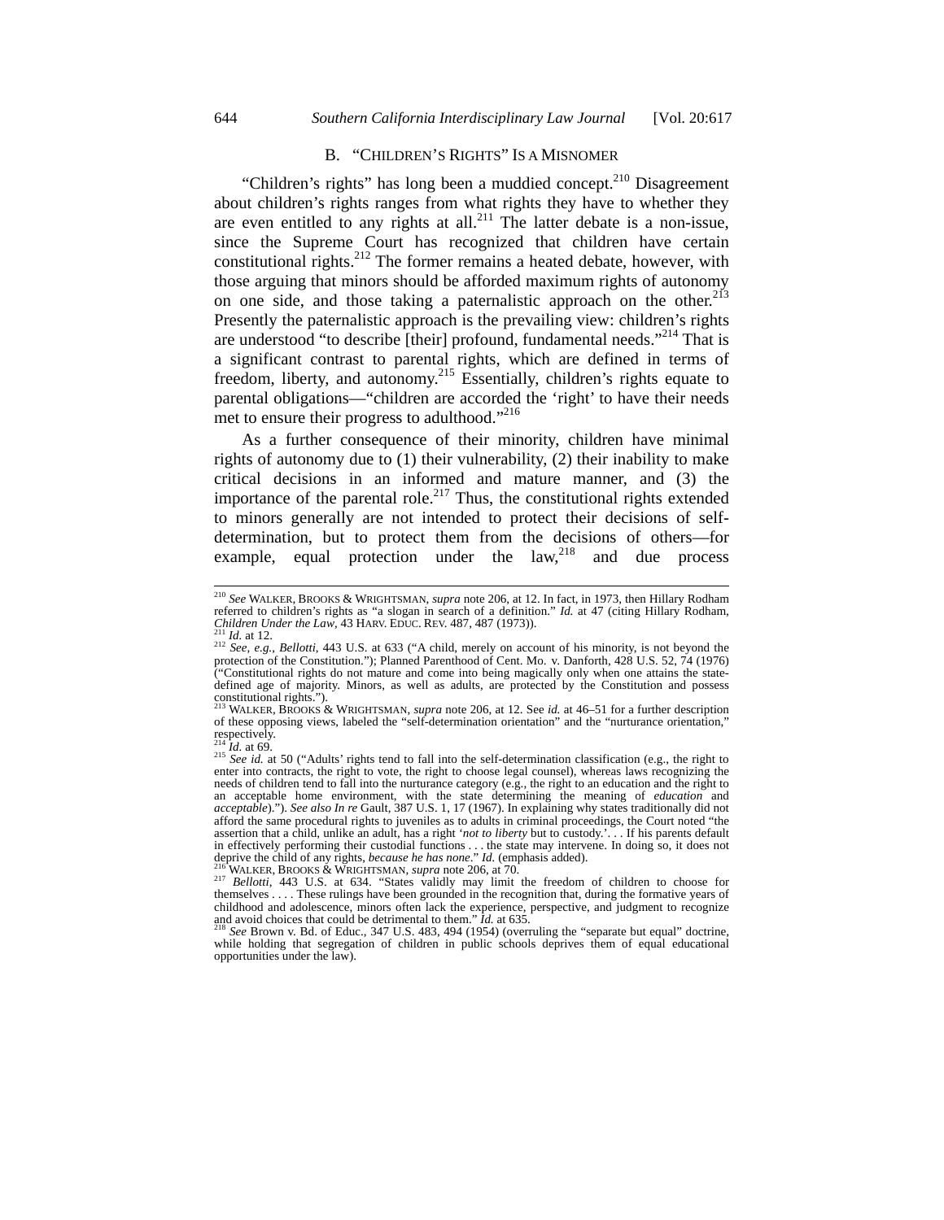## B. "CHILDREN'S RIGHTS" IS A MISNOMER

"Children's rights" has long been a muddied concept.[210] Disagreement about children's rights ranges from what rights they have to whether they are even entitled to any rights at all.[211] The latter debate is a non-issue, since the Supreme Court has recognized that children have certain constitutional rights.[212] The former remains a heated debate, however, with those arguing that minors should be afforded maximum rights of autonomy on one side, and those taking a paternalistic approach on the other.[213] Presently the paternalistic approach is the prevailing view: children's rights are understood "to describe [their] profound, fundamental needs."[214] That is a significant contrast to parental rights, which are defined in terms of freedom, liberty, and autonomy.[215] Essentially, children's rights equate to parental obligations—"children are accorded the 'right' to have their needs met to ensure their progress to adulthood."[216]

As a further consequence of their minority, children have minimal rights of autonomy due to (1) their vulnerability, (2) their inability to make critical decisions in an informed and mature manner, and (3) the importance of the parental role.[217] Thus, the constitutional rights extended to minors generally are not intended to protect their decisions of self-determination, but to protect them from the decisions of others—for example, equal protection under the law,[218] and due process

---

[210] *See* WALKER, BROOKS & WRIGHTSMAN, *supra* note 206, at 12. In fact, in 1973, then Hillary Rodham referred to children's rights as "a slogan in search of a definition." *Id.* at 47 (citing Hillary Rodham, *Children Under the Law*, 43 HARV. EDUC. REV. 487, 487 (1973)).

[211] *Id.* at 12.

[212] *See, e.g.*, *Bellotti*, 443 U.S. at 633 ("A child, merely on account of his minority, is not beyond the protection of the Constitution."); Planned Parenthood of Cent. Mo. v. Danforth, 428 U.S. 52, 74 (1976) ("Constitutional rights do not mature and come into being magically only when one attains the state-defined age of majority. Minors, as well as adults, are protected by the Constitution and possess constitutional rights.").

[213] WALKER, BROOKS & WRIGHTSMAN, *supra* note 206, at 12. See *id.* at 46–51 for a further description of these opposing views, labeled the "self-determination orientation" and the "nurturance orientation," respectively.

[214] *Id.* at 69.

[215] *See id.* at 50 ("Adults' rights tend to fall into the self-determination classification (e.g., the right to enter into contracts, the right to vote, the right to choose legal counsel), whereas laws recognizing the needs of children tend to fall into the nurturance category (e.g., the right to an education and the right to an acceptable home environment, with the state determining the meaning of *education* and *acceptable*)."). *See also In re* Gault, 387 U.S. 1, 17 (1967). In explaining why states traditionally did not afford the same procedural rights to juveniles as to adults in criminal proceedings, the Court noted "the assertion that a child, unlike an adult, has a right '*not to liberty* but to custody.'. . . If his parents default in effectively performing their custodial functions . . . the state may intervene. In doing so, it does not deprive the child of any rights, *because he has none*." *Id.* (emphasis added).

[216] WALKER, BROOKS & WRIGHTSMAN, *supra* note 206, at 70.

[217] *Bellotti*, 443 U.S. at 634. "States validly may limit the freedom of children to choose for themselves . . . . These rulings have been grounded in the recognition that, during the formative years of childhood and adolescence, minors often lack the experience, perspective, and judgment to recognize and avoid choices that could be detrimental to them." *Id.* at 635.

[218] *See* Brown v. Bd. of Educ., 347 U.S. 483, 494 (1954) (overruling the "separate but equal" doctrine, while holding that segregation of children in public schools deprives them of equal educational opportunities under the law).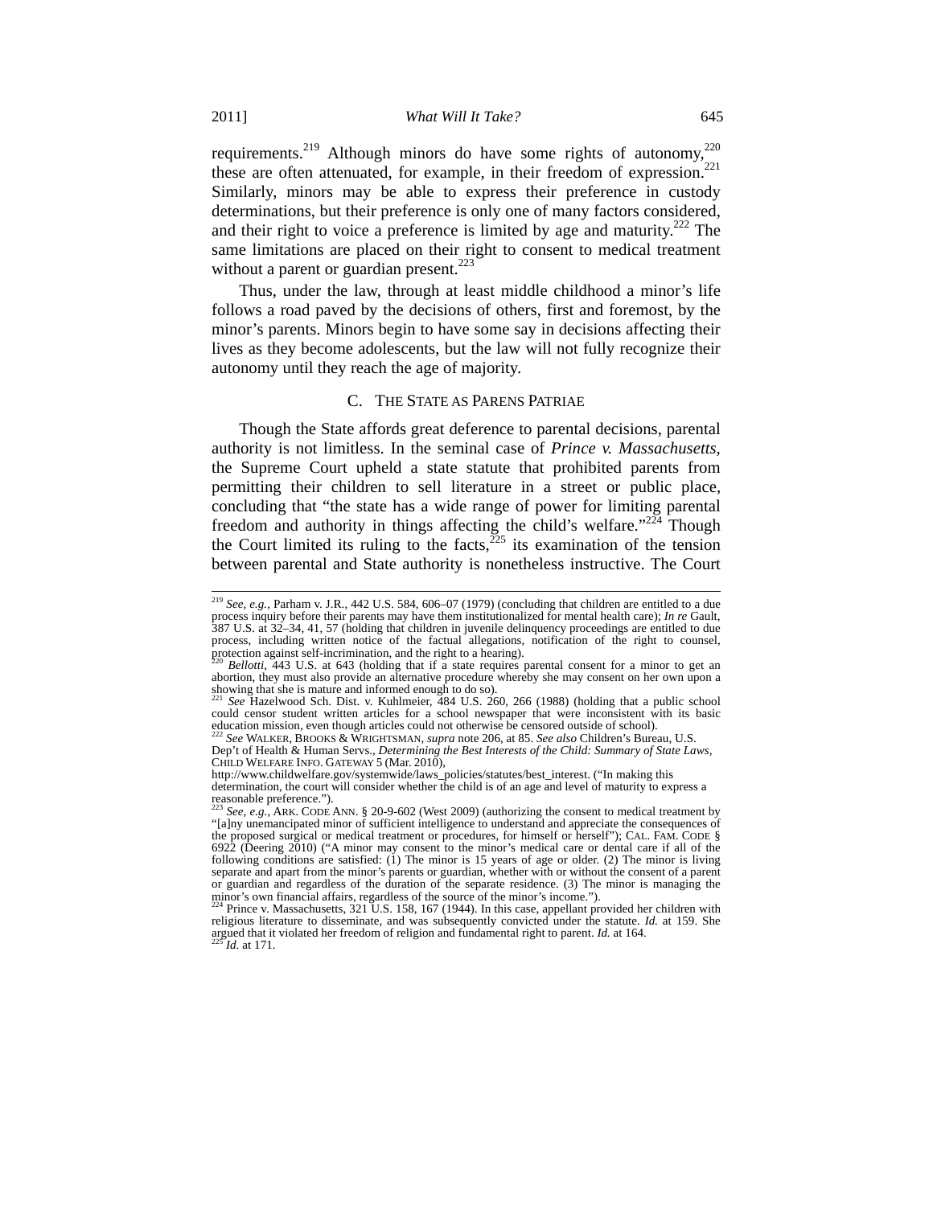requirements.[219] Although minors do have some rights of autonomy,[220] these are often attenuated, for example, in their freedom of expression.[221] Similarly, minors may be able to express their preference in custody determinations, but their preference is only one of many factors considered, and their right to voice a preference is limited by age and maturity.[222] The same limitations are placed on their right to consent to medical treatment without a parent or guardian present.[223]

Thus, under the law, through at least middle childhood a minor's life follows a road paved by the decisions of others, first and foremost, by the minor's parents. Minors begin to have some say in decisions affecting their lives as they become adolescents, but the law will not fully recognize their autonomy until they reach the age of majority.

### C. The State as Parens Patriae

Though the State affords great deference to parental decisions, parental authority is not limitless. In the seminal case of *Prince v. Massachusetts*, the Supreme Court upheld a state statute that prohibited parents from permitting their children to sell literature in a street or public place, concluding that "the state has a wide range of power for limiting parental freedom and authority in things affecting the child's welfare."[224] Though the Court limited its ruling to the facts,[225] its examination of the tension between parental and State authority is nonetheless instructive. The Court

---

[219] *See, e.g.*, Parham v. J.R., 442 U.S. 584, 606–07 (1979) (concluding that children are entitled to a due process inquiry before their parents may have them institutionalized for mental health care); *In re* Gault, 387 U.S. at 32–34, 41, 57 (holding that children in juvenile delinquency proceedings are entitled to due process, including written notice of the factual allegations, notification of the right to counsel, protection against self-incrimination, and the right to a hearing).

[220] *Bellotti*, 443 U.S. at 643 (holding that if a state requires parental consent for a minor to get an abortion, they must also provide an alternative procedure whereby she may consent on her own upon a showing that she is mature and informed enough to do so).

[221] *See* Hazelwood Sch. Dist. v. Kuhlmeier, 484 U.S. 260, 266 (1988) (holding that a public school could censor student written articles for a school newspaper that were inconsistent with its basic education mission, even though articles could not otherwise be censored outside of school).

[222] *See* WALKER, BROOKS & WRIGHTSMAN, *supra* note 206, at 85. *See also* Children's Bureau, U.S. Dep't of Health & Human Servs., *Determining the Best Interests of the Child: Summary of State Laws*, CHILD WELFARE INFO. GATEWAY 5 (Mar. 2010), http://www.childwelfare.gov/systemwide/laws_policies/statutes/best_interest. ("In making this determination, the court will consider whether the child is of an age and level of maturity to express a reasonable preference.").

[223] *See, e.g.*, ARK. CODE ANN. § 20-9-602 (West 2009) (authorizing the consent to medical treatment by "[a]ny unemancipated minor of sufficient intelligence to understand and appreciate the consequences of the proposed surgical or medical treatment or procedures, for himself or herself"); CAL. FAM. CODE § 6922 (Deering 2010) ("A minor may consent to the minor's medical care or dental care if all of the following conditions are satisfied: (1) The minor is 15 years of age or older. (2) The minor is living separate and apart from the minor's parents or guardian, whether with or without the consent of a parent or guardian and regardless of the duration of the separate residence. (3) The minor is managing the minor's own financial affairs, regardless of the source of the minor's income.").

[224] Prince v. Massachusetts, 321 U.S. 158, 167 (1944). In this case, appellant provided her children with religious literature to disseminate, and was subsequently convicted under the statute. *Id.* at 159. She argued that it violated her freedom of religion and fundamental right to parent. *Id.* at 164.

[225] *Id.* at 171.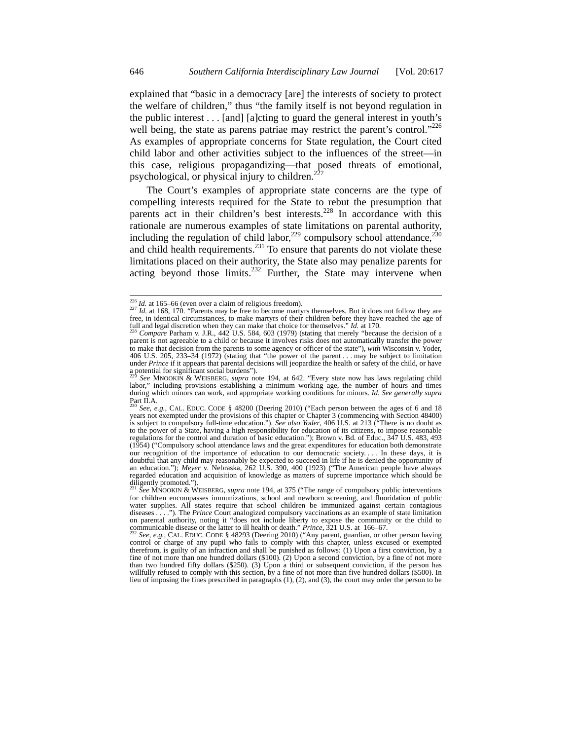explained that "basic in a democracy [are] the interests of society to protect the welfare of children," thus "the family itself is not beyond regulation in the public interest . . . [and] [a]cting to guard the general interest in youth's well being, the state as parens patriae may restrict the parent's control."[226] As examples of appropriate concerns for State regulation, the Court cited child labor and other activities subject to the influences of the street—in this case, religious propagandizing—that posed threats of emotional, psychological, or physical injury to children.[227]

The Court's examples of appropriate state concerns are the type of compelling interests required for the State to rebut the presumption that parents act in their children's best interests.[228] In accordance with this rationale are numerous examples of state limitations on parental authority, including the regulation of child labor,[229] compulsory school attendance,[230] and child health requirements.[231] To ensure that parents do not violate these limitations placed on their authority, the State also may penalize parents for acting beyond those limits.[232] Further, the State may intervene when

---

[226] *Id.* at 165–66 (even over a claim of religious freedom).

[227] *Id.* at 168, 170. "Parents may be free to become martyrs themselves. But it does not follow they are free, in identical circumstances, to make martyrs of their children before they have reached the age of full and legal discretion when they can make that choice for themselves." *Id.* at 170.

[228] *Compare* Parham v. J.R., 442 U.S. 584, 603 (1979) (stating that merely "because the decision of a parent is not agreeable to a child or because it involves risks does not automatically transfer the power to make that decision from the parents to some agency or officer of the state"), *with* Wisconsin v. Yoder, 406 U.S. 205, 233–34 (1972) (stating that "the power of the parent . . . may be subject to limitation under *Prince* if it appears that parental decisions will jeopardize the health or safety of the child, or have a potential for significant social burdens").

[229] *See* MNOOKIN & WEISBERG, *supra* note 194, at 642. "Every state now has laws regulating child labor," including provisions establishing a minimum working age, the number of hours and times during which minors can work, and appropriate working conditions for minors. *Id. See generally supra* Part II.A.

[230] *See, e.g.*, CAL. EDUC. CODE § 48200 (Deering 2010) ("Each person between the ages of 6 and 18 years not exempted under the provisions of this chapter or Chapter 3 (commencing with Section 48400) is subject to compulsory full-time education."). *See also Yoder*, 406 U.S. at 213 ("There is no doubt as to the power of a State, having a high responsibility for education of its citizens, to impose reasonable regulations for the control and duration of basic education."); Brown v. Bd. of Educ., 347 U.S. 483, 493 (1954) ("Compulsory school attendance laws and the great expenditures for education both demonstrate our recognition of the importance of education to our democratic society. . . . In these days, it is doubtful that any child may reasonably be expected to succeed in life if he is denied the opportunity of an education."); *Meyer* v. Nebraska, 262 U.S. 390, 400 (1923) ("The American people have always regarded education and acquisition of knowledge as matters of supreme importance which should be diligently promoted.").

[231] *See* MNOOKIN & WEISBERG, *supra* note 194, at 375 ("The range of compulsory public interventions for children encompasses immunizations, school and newborn screening, and fluoridation of public water supplies. All states require that school children be immunized against certain contagious diseases . . . ."). The *Prince* Court analogized compulsory vaccinations as an example of state limitation on parental authority, noting it "does not include liberty to expose the community or the child to communicable disease or the latter to ill health or death." *Prince*, 321 U.S. at 166–67.

[232] *See, e.g.*, CAL. EDUC. CODE § 48293 (Deering 2010) ("Any parent, guardian, or other person having control or charge of any pupil who fails to comply with this chapter, unless excused or exempted therefrom, is guilty of an infraction and shall be punished as follows: (1) Upon a first conviction, by a fine of not more than one hundred dollars ($100). (2) Upon a second conviction, by a fine of not more than two hundred fifty dollars ($250). (3) Upon a third or subsequent conviction, if the person has willfully refused to comply with this section, by a fine of not more than five hundred dollars ($500). In lieu of imposing the fines prescribed in paragraphs (1), (2), and (3), the court may order the person to be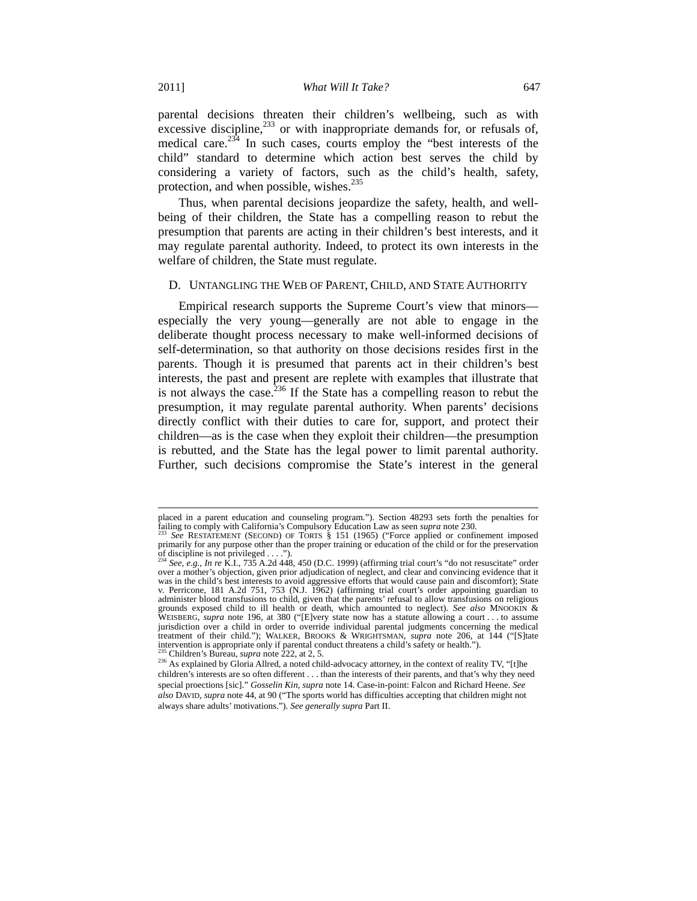parental decisions threaten their children's wellbeing, such as with excessive discipline,[233] or with inappropriate demands for, or refusals of, medical care.[234] In such cases, courts employ the "best interests of the child" standard to determine which action best serves the child by considering a variety of factors, such as the child's health, safety, protection, and when possible, wishes.[235]

Thus, when parental decisions jeopardize the safety, health, and well-being of their children, the State has a compelling reason to rebut the presumption that parents are acting in their children's best interests, and it may regulate parental authority. Indeed, to protect its own interests in the welfare of children, the State must regulate.

### D. UNTANGLING THE WEB OF PARENT, CHILD, AND STATE AUTHORITY

Empirical research supports the Supreme Court's view that minors—especially the very young—generally are not able to engage in the deliberate thought process necessary to make well-informed decisions of self-determination, so that authority on those decisions resides first in the parents. Though it is presumed that parents act in their children's best interests, the past and present are replete with examples that illustrate that is not always the case.[236] If the State has a compelling reason to rebut the presumption, it may regulate parental authority. When parents' decisions directly conflict with their duties to care for, support, and protect their children—as is the case when they exploit their children—the presumption is rebutted, and the State has the legal power to limit parental authority. Further, such decisions compromise the State's interest in the general

---

placed in a parent education and counseling program."). Section 48293 sets forth the penalties for failing to comply with California's Compulsory Education Law as seen *supra* note 230.

[233] *See* RESTATEMENT (SECOND) OF TORTS § 151 (1965) ("Force applied or confinement imposed primarily for any purpose other than the proper training or education of the child or for the preservation of discipline is not privileged . . . .").

[234] *See, e.g.*, *In re* K.I., 735 A.2d 448, 450 (D.C. 1999) (affirming trial court's "do not resuscitate" order over a mother's objection, given prior adjudication of neglect, and clear and convincing evidence that it was in the child's best interests to avoid aggressive efforts that would cause pain and discomfort); State v. Perricone, 181 A.2d 751, 753 (N.J. 1962) (affirming trial court's order appointing guardian to administer blood transfusions to child, given that the parents' refusal to allow transfusions on religious grounds exposed child to ill health or death, which amounted to neglect). *See also* MNOOKIN & WEISBERG, *supra* note 196, at 380 ("[E]very state now has a statute allowing a court . . . to assume jurisdiction over a child in order to override individual parental judgments concerning the medical treatment of their child."); WALKER, BROOKS & WRIGHTSMAN, *supra* note 206, at 144 ("[S]tate intervention is appropriate only if parental conduct threatens a child's safety or health.").

[235] Children's Bureau, *supra* note 222, at 2, 5.

[236] As explained by Gloria Allred, a noted child-advocacy attorney, in the context of reality TV, "[t]he children's interests are so often different . . . than the interests of their parents, and that's why they need special proections [sic]." *Gosselin Kin*, *supra* note 14. Case-in-point: Falcon and Richard Heene. *See also* DAVID, *supra* note 44, at 90 ("The sports world has difficulties accepting that children might not always share adults' motivations."). *See generally supra* Part II.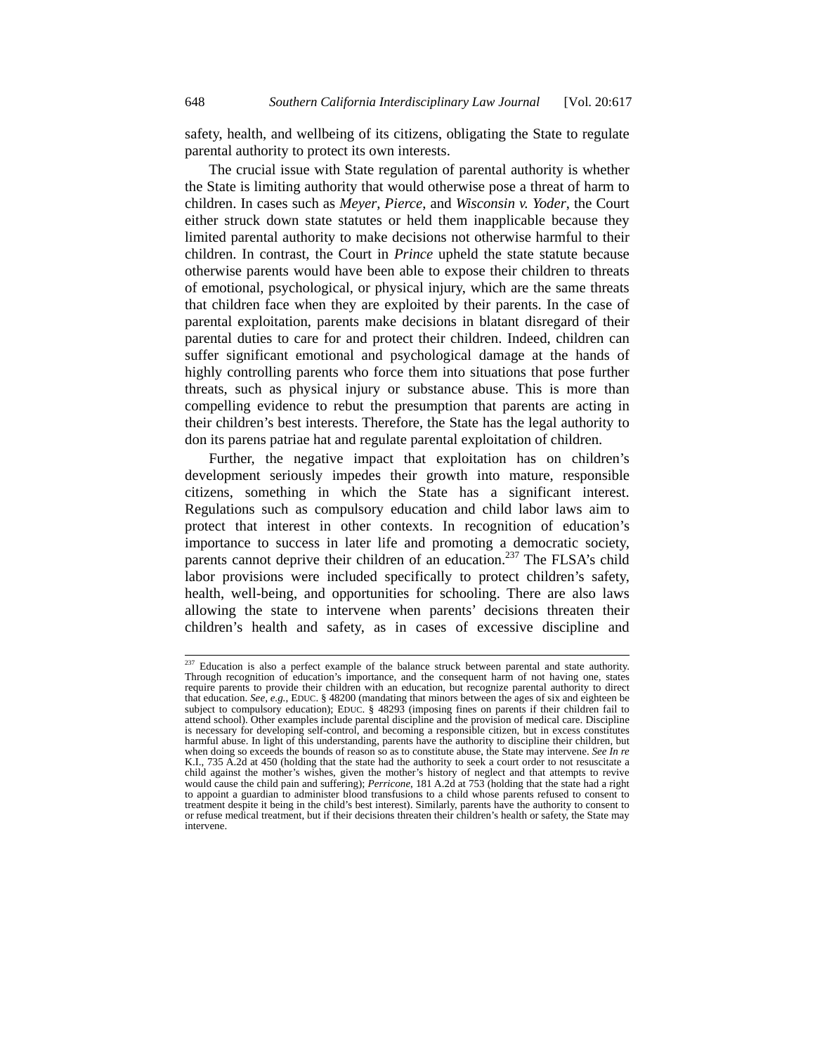safety, health, and wellbeing of its citizens, obligating the State to regulate parental authority to protect its own interests.

The crucial issue with State regulation of parental authority is whether the State is limiting authority that would otherwise pose a threat of harm to children. In cases such as *Meyer*, *Pierce*, and *Wisconsin v. Yoder*, the Court either struck down state statutes or held them inapplicable because they limited parental authority to make decisions not otherwise harmful to their children. In contrast, the Court in *Prince* upheld the state statute because otherwise parents would have been able to expose their children to threats of emotional, psychological, or physical injury, which are the same threats that children face when they are exploited by their parents. In the case of parental exploitation, parents make decisions in blatant disregard of their parental duties to care for and protect their children. Indeed, children can suffer significant emotional and psychological damage at the hands of highly controlling parents who force them into situations that pose further threats, such as physical injury or substance abuse. This is more than compelling evidence to rebut the presumption that parents are acting in their children's best interests. Therefore, the State has the legal authority to don its parens patriae hat and regulate parental exploitation of children.

Further, the negative impact that exploitation has on children's development seriously impedes their growth into mature, responsible citizens, something in which the State has a significant interest. Regulations such as compulsory education and child labor laws aim to protect that interest in other contexts. In recognition of education's importance to success in later life and promoting a democratic society, parents cannot deprive their children of an education.[237] The FLSA's child labor provisions were included specifically to protect children's safety, health, well-being, and opportunities for schooling. There are also laws allowing the state to intervene when parents' decisions threaten their children's health and safety, as in cases of excessive discipline and

---

[237] Education is also a perfect example of the balance struck between parental and state authority. Through recognition of education's importance, and the consequent harm of not having one, states require parents to provide their children with an education, but recognize parental authority to direct that education. *See, e.g.*, EDUC. § 48200 (mandating that minors between the ages of six and eighteen be subject to compulsory education); EDUC. § 48293 (imposing fines on parents if their children fail to attend school). Other examples include parental discipline and the provision of medical care. Discipline is necessary for developing self-control, and becoming a responsible citizen, but in excess constitutes harmful abuse. In light of this understanding, parents have the authority to discipline their children, but when doing so exceeds the bounds of reason so as to constitute abuse, the State may intervene. *See In re* K.I., 735 A.2d at 450 (holding that the state had the authority to seek a court order to not resuscitate a child against the mother's wishes, given the mother's history of neglect and that attempts to revive would cause the child pain and suffering); *Perricone*, 181 A.2d at 753 (holding that the state had a right to appoint a guardian to administer blood transfusions to a child whose parents refused to consent to treatment despite it being in the child's best interest). Similarly, parents have the authority to consent to or refuse medical treatment, but if their decisions threaten their children's health or safety, the State may intervene.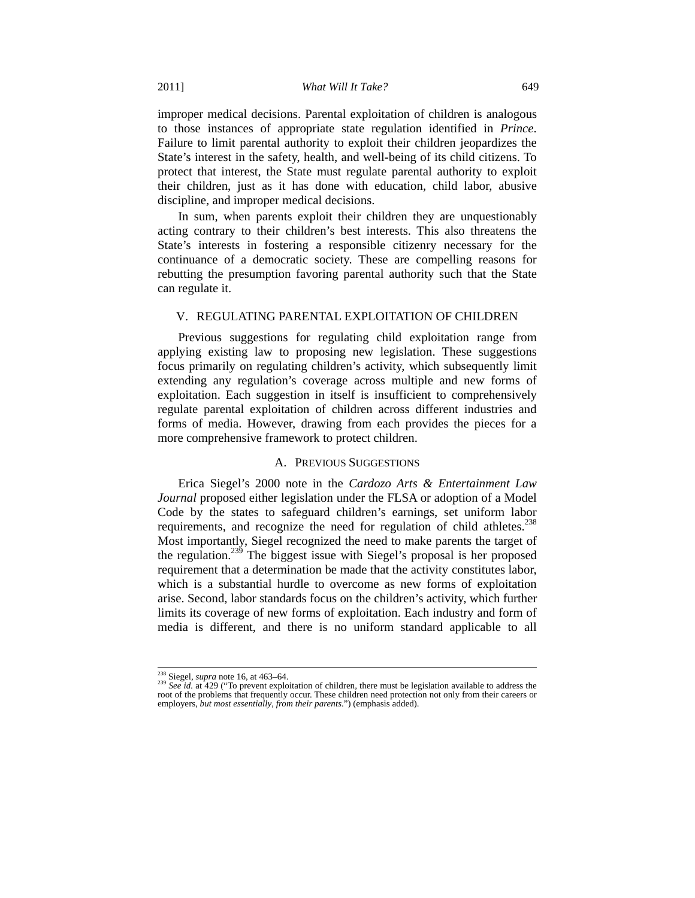improper medical decisions. Parental exploitation of children is analogous to those instances of appropriate state regulation identified in *Prince*. Failure to limit parental authority to exploit their children jeopardizes the State's interest in the safety, health, and well-being of its child citizens. To protect that interest, the State must regulate parental authority to exploit their children, just as it has done with education, child labor, abusive discipline, and improper medical decisions.

In sum, when parents exploit their children they are unquestionably acting contrary to their children's best interests. This also threatens the State's interests in fostering a responsible citizenry necessary for the continuance of a democratic society. These are compelling reasons for rebutting the presumption favoring parental authority such that the State can regulate it.

## V. REGULATING PARENTAL EXPLOITATION OF CHILDREN

Previous suggestions for regulating child exploitation range from applying existing law to proposing new legislation. These suggestions focus primarily on regulating children's activity, which subsequently limit extending any regulation's coverage across multiple and new forms of exploitation. Each suggestion in itself is insufficient to comprehensively regulate parental exploitation of children across different industries and forms of media. However, drawing from each provides the pieces for a more comprehensive framework to protect children.

### A. PREVIOUS SUGGESTIONS

Erica Siegel's 2000 note in the *Cardozo Arts & Entertainment Law Journal* proposed either legislation under the FLSA or adoption of a Model Code by the states to safeguard children's earnings, set uniform labor requirements, and recognize the need for regulation of child athletes.[238] Most importantly, Siegel recognized the need to make parents the target of the regulation.[239] The biggest issue with Siegel's proposal is her proposed requirement that a determination be made that the activity constitutes labor, which is a substantial hurdle to overcome as new forms of exploitation arise. Second, labor standards focus on the children's activity, which further limits its coverage of new forms of exploitation. Each industry and form of media is different, and there is no uniform standard applicable to all

---

[238] Siegel, *supra* note 16, at 463–64.

[239] *See id.* at 429 ("To prevent exploitation of children, there must be legislation available to address the root of the problems that frequently occur. These children need protection not only from their careers or employers, *but most essentially, from their parents*.") (emphasis added).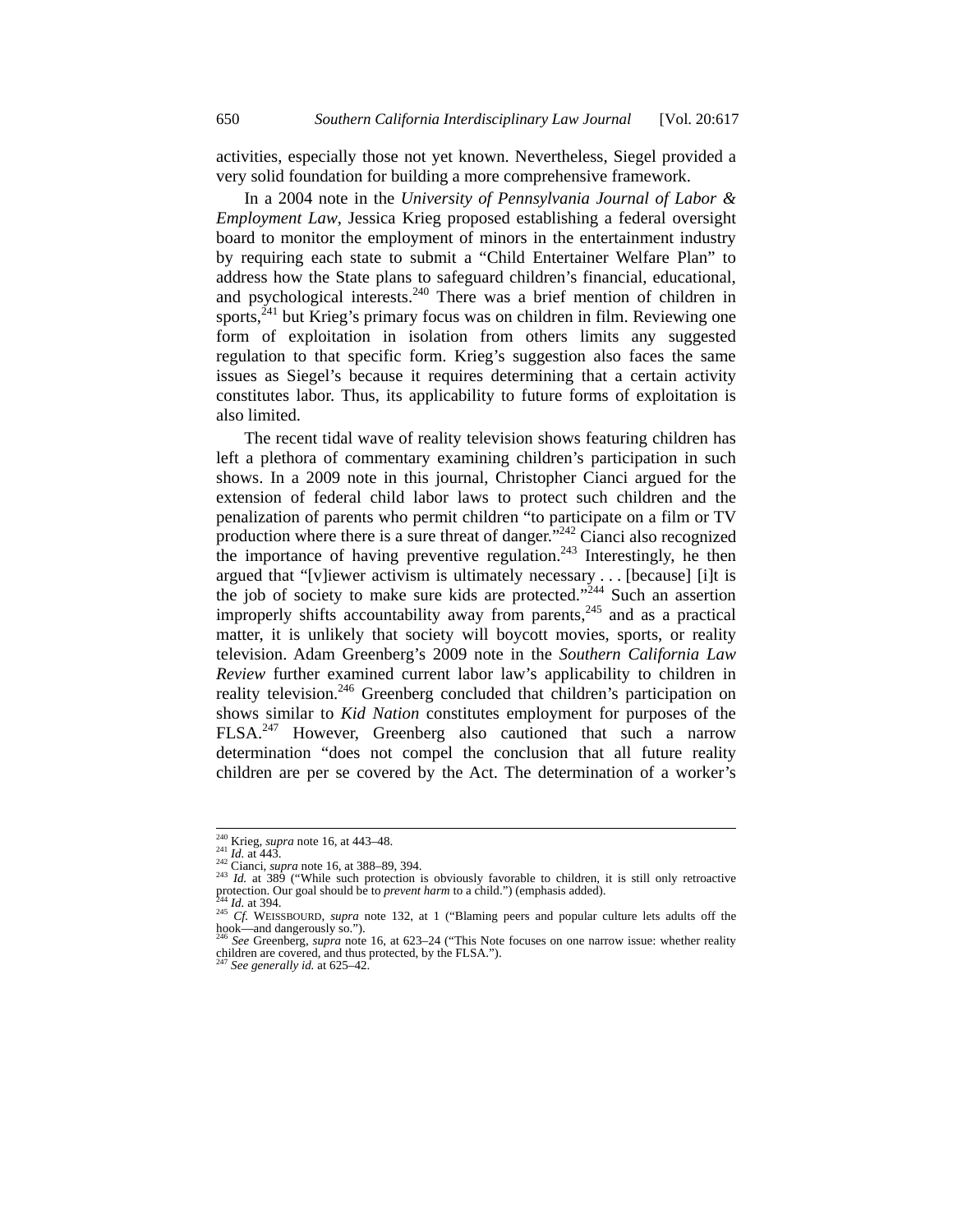activities, especially those not yet known. Nevertheless, Siegel provided a very solid foundation for building a more comprehensive framework.

In a 2004 note in the *University of Pennsylvania Journal of Labor & Employment Law*, Jessica Krieg proposed establishing a federal oversight board to monitor the employment of minors in the entertainment industry by requiring each state to submit a "Child Entertainer Welfare Plan" to address how the State plans to safeguard children's financial, educational, and psychological interests.[240] There was a brief mention of children in sports,[241] but Krieg's primary focus was on children in film. Reviewing one form of exploitation in isolation from others limits any suggested regulation to that specific form. Krieg's suggestion also faces the same issues as Siegel's because it requires determining that a certain activity constitutes labor. Thus, its applicability to future forms of exploitation is also limited.

The recent tidal wave of reality television shows featuring children has left a plethora of commentary examining children's participation in such shows. In a 2009 note in this journal, Christopher Cianci argued for the extension of federal child labor laws to protect such children and the penalization of parents who permit children "to participate on a film or TV production where there is a sure threat of danger."[242] Cianci also recognized the importance of having preventive regulation.[243] Interestingly, he then argued that "[v]iewer activism is ultimately necessary . . . [because] [i]t is the job of society to make sure kids are protected."[244] Such an assertion improperly shifts accountability away from parents,[245] and as a practical matter, it is unlikely that society will boycott movies, sports, or reality television. Adam Greenberg's 2009 note in the *Southern California Law Review* further examined current labor law's applicability to children in reality television.[246] Greenberg concluded that children's participation on shows similar to *Kid Nation* constitutes employment for purposes of the FLSA.[247] However, Greenberg also cautioned that such a narrow determination "does not compel the conclusion that all future reality children are per se covered by the Act. The determination of a worker's

---

[240] Krieg, *supra* note 16, at 443–48.
[241] *Id.* at 443.
[242] Cianci, *supra* note 16, at 388–89, 394.
[243] *Id.* at 389 ("While such protection is obviously favorable to children, it is still only retroactive protection. Our goal should be to *prevent harm* to a child.") (emphasis added).
[244] *Id.* at 394.
[245] *Cf.* WEISSBOURD, *supra* note 132, at 1 ("Blaming peers and popular culture lets adults off the hook—and dangerously so.").
[246] *See* Greenberg, *supra* note 16, at 623–24 ("This Note focuses on one narrow issue: whether reality children are covered, and thus protected, by the FLSA.").
[247] *See generally id.* at 625–42.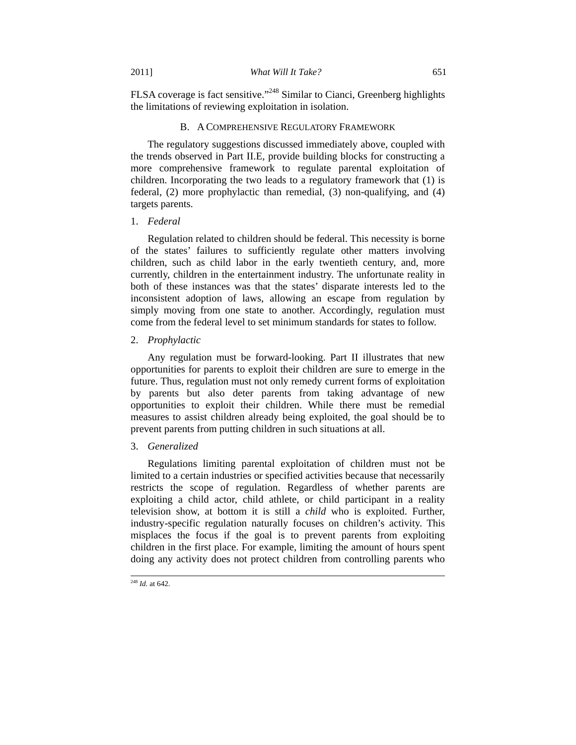FLSA coverage is fact sensitive."[248] Similar to Cianci, Greenberg highlights the limitations of reviewing exploitation in isolation.

### B. A Comprehensive Regulatory Framework

The regulatory suggestions discussed immediately above, coupled with the trends observed in Part II.E, provide building blocks for constructing a more comprehensive framework to regulate parental exploitation of children. Incorporating the two leads to a regulatory framework that (1) is federal, (2) more prophylactic than remedial, (3) non-qualifying, and (4) targets parents.

#### 1. *Federal*

Regulation related to children should be federal. This necessity is borne of the states' failures to sufficiently regulate other matters involving children, such as child labor in the early twentieth century, and, more currently, children in the entertainment industry. The unfortunate reality in both of these instances was that the states' disparate interests led to the inconsistent adoption of laws, allowing an escape from regulation by simply moving from one state to another. Accordingly, regulation must come from the federal level to set minimum standards for states to follow.

#### 2. *Prophylactic*

Any regulation must be forward-looking. Part II illustrates that new opportunities for parents to exploit their children are sure to emerge in the future. Thus, regulation must not only remedy current forms of exploitation by parents but also deter parents from taking advantage of new opportunities to exploit their children. While there must be remedial measures to assist children already being exploited, the goal should be to prevent parents from putting children in such situations at all.

#### 3. *Generalized*

Regulations limiting parental exploitation of children must not be limited to a certain industries or specified activities because that necessarily restricts the scope of regulation. Regardless of whether parents are exploiting a child actor, child athlete, or child participant in a reality television show, at bottom it is still a *child* who is exploited. Further, industry-specific regulation naturally focuses on children's activity. This misplaces the focus if the goal is to prevent parents from exploiting children in the first place. For example, limiting the amount of hours spent doing any activity does not protect children from controlling parents who

---

[248] *Id.* at 642.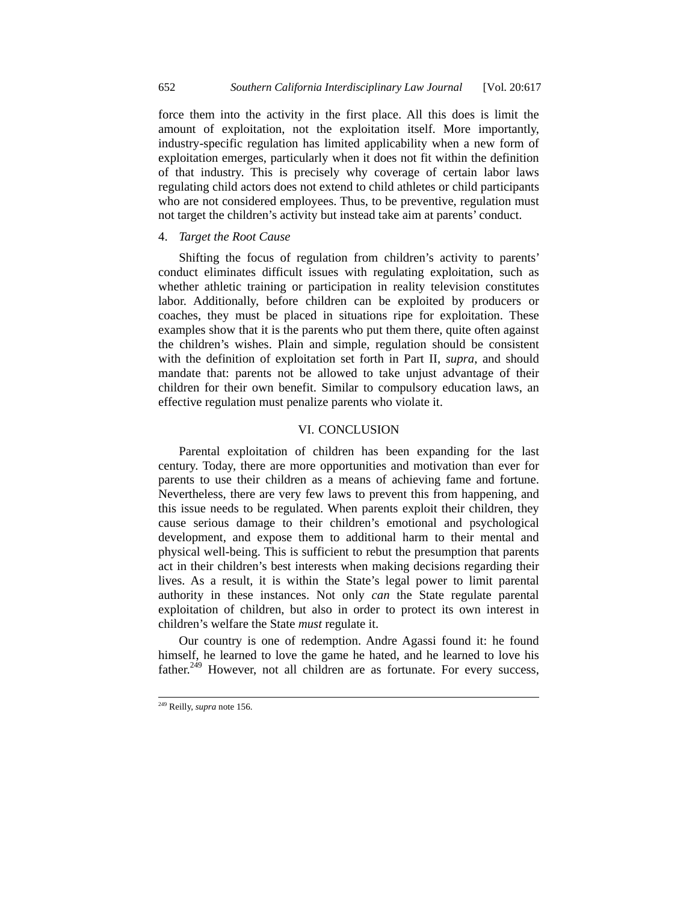force them into the activity in the first place. All this does is limit the amount of exploitation, not the exploitation itself. More importantly, industry-specific regulation has limited applicability when a new form of exploitation emerges, particularly when it does not fit within the definition of that industry. This is precisely why coverage of certain labor laws regulating child actors does not extend to child athletes or child participants who are not considered employees. Thus, to be preventive, regulation must not target the children's activity but instead take aim at parents' conduct.

#### 4. *Target the Root Cause*

Shifting the focus of regulation from children's activity to parents' conduct eliminates difficult issues with regulating exploitation, such as whether athletic training or participation in reality television constitutes labor. Additionally, before children can be exploited by producers or coaches, they must be placed in situations ripe for exploitation. These examples show that it is the parents who put them there, quite often against the children's wishes. Plain and simple, regulation should be consistent with the definition of exploitation set forth in Part II, *supra*, and should mandate that: parents not be allowed to take unjust advantage of their children for their own benefit. Similar to compulsory education laws, an effective regulation must penalize parents who violate it.

## VI. CONCLUSION

Parental exploitation of children has been expanding for the last century. Today, there are more opportunities and motivation than ever for parents to use their children as a means of achieving fame and fortune. Nevertheless, there are very few laws to prevent this from happening, and this issue needs to be regulated. When parents exploit their children, they cause serious damage to their children's emotional and psychological development, and expose them to additional harm to their mental and physical well-being. This is sufficient to rebut the presumption that parents act in their children's best interests when making decisions regarding their lives. As a result, it is within the State's legal power to limit parental authority in these instances. Not only *can* the State regulate parental exploitation of children, but also in order to protect its own interest in children's welfare the State *must* regulate it.

Our country is one of redemption. Andre Agassi found it: he found himself, he learned to love the game he hated, and he learned to love his father.[249] However, not all children are as fortunate. For every success,

---

[249] Reilly, *supra* note 156.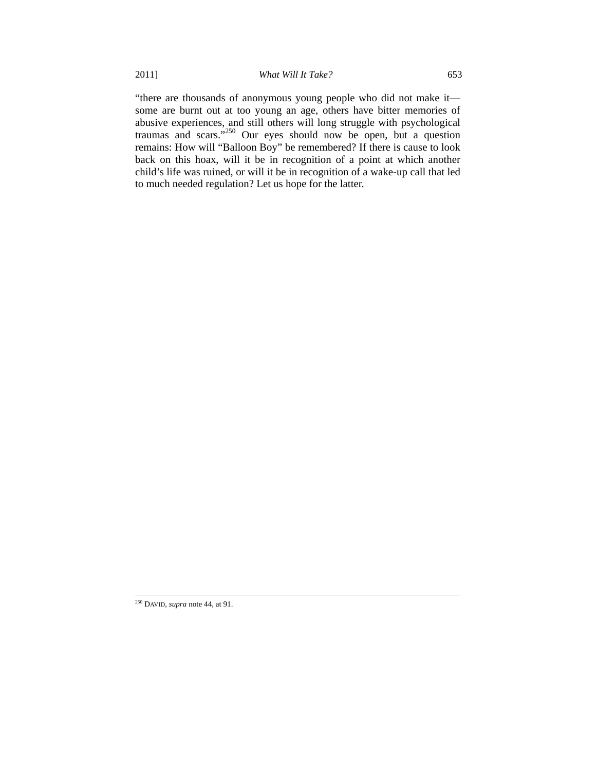"there are thousands of anonymous young people who did not make it—some are burnt out at too young an age, others have bitter memories of abusive experiences, and still others will long struggle with psychological traumas and scars."[250] Our eyes should now be open, but a question remains: How will "Balloon Boy" be remembered? If there is cause to look back on this hoax, will it be in recognition of a point at which another child's life was ruined, or will it be in recognition of a wake-up call that led to much needed regulation? Let us hope for the latter.

---

[250] DAVID, *supra* note 44, at 91.